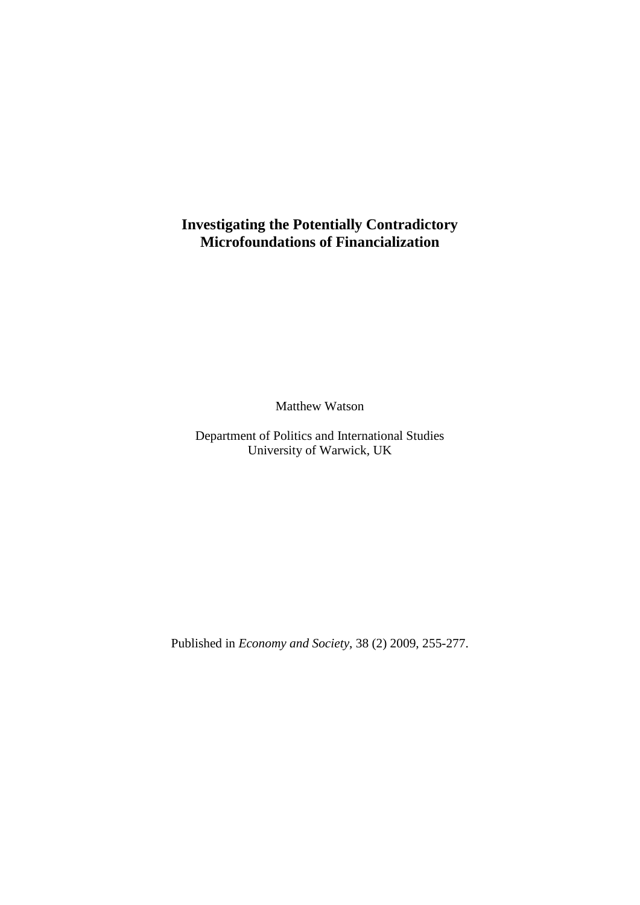# Investigating the Potentially Contradictory Microfoundations of Financialization

Matthew Watson

Department of Politics and International Studies
University of Warwick, UK

Published in *Economy and Society*, 38 (2) 2009, 255-277.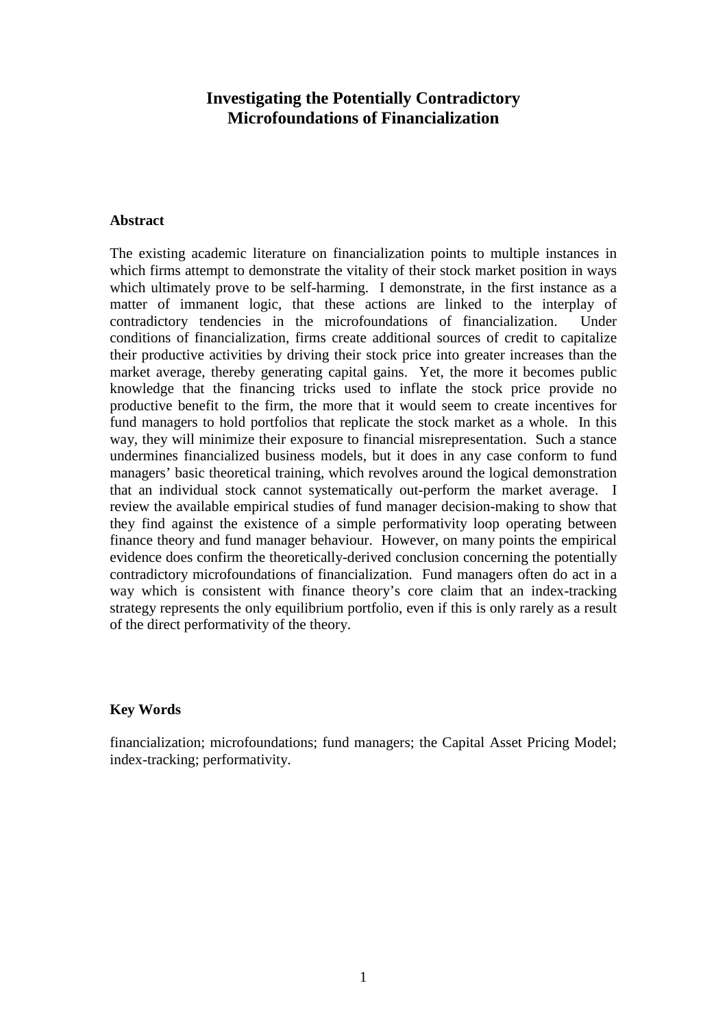# Investigating the Potentially Contradictory Microfoundations of Financialization

**Abstract**

The existing academic literature on financialization points to multiple instances in which firms attempt to demonstrate the vitality of their stock market position in ways which ultimately prove to be self-harming. I demonstrate, in the first instance as a matter of immanent logic, that these actions are linked to the interplay of contradictory tendencies in the microfoundations of financialization. Under conditions of financialization, firms create additional sources of credit to capitalize their productive activities by driving their stock price into greater increases than the market average, thereby generating capital gains. Yet, the more it becomes public knowledge that the financing tricks used to inflate the stock price provide no productive benefit to the firm, the more that it would seem to create incentives for fund managers to hold portfolios that replicate the stock market as a whole. In this way, they will minimize their exposure to financial misrepresentation. Such a stance undermines financialized business models, but it does in any case conform to fund managers' basic theoretical training, which revolves around the logical demonstration that an individual stock cannot systematically out-perform the market average. I review the available empirical studies of fund manager decision-making to show that they find against the existence of a simple performativity loop operating between finance theory and fund manager behaviour. However, on many points the empirical evidence does confirm the theoretically-derived conclusion concerning the potentially contradictory microfoundations of financialization. Fund managers often do act in a way which is consistent with finance theory's core claim that an index-tracking strategy represents the only equilibrium portfolio, even if this is only rarely as a result of the direct performativity of the theory.

**Key Words**

financialization; microfoundations; fund managers; the Capital Asset Pricing Model; index-tracking; performativity.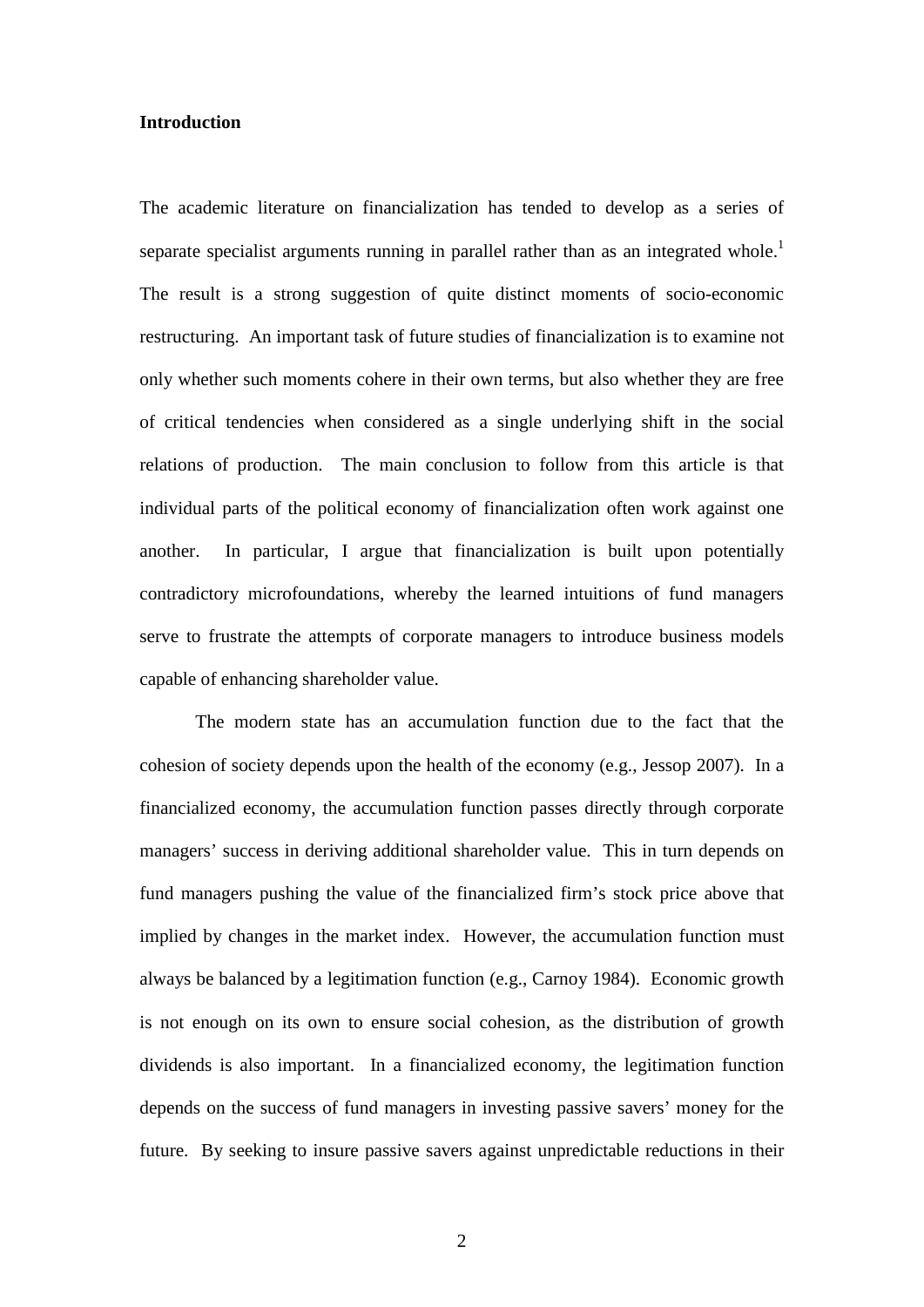## Introduction

The academic literature on financialization has tended to develop as a series of separate specialist arguments running in parallel rather than as an integrated whole.[1] The result is a strong suggestion of quite distinct moments of socio-economic restructuring. An important task of future studies of financialization is to examine not only whether such moments cohere in their own terms, but also whether they are free of critical tendencies when considered as a single underlying shift in the social relations of production. The main conclusion to follow from this article is that individual parts of the political economy of financialization often work against one another. In particular, I argue that financialization is built upon potentially contradictory microfoundations, whereby the learned intuitions of fund managers serve to frustrate the attempts of corporate managers to introduce business models capable of enhancing shareholder value.

The modern state has an accumulation function due to the fact that the cohesion of society depends upon the health of the economy (e.g., Jessop 2007). In a financialized economy, the accumulation function passes directly through corporate managers' success in deriving additional shareholder value. This in turn depends on fund managers pushing the value of the financialized firm's stock price above that implied by changes in the market index. However, the accumulation function must always be balanced by a legitimation function (e.g., Carnoy 1984). Economic growth is not enough on its own to ensure social cohesion, as the distribution of growth dividends is also important. In a financialized economy, the legitimation function depends on the success of fund managers in investing passive savers' money for the future. By seeking to insure passive savers against unpredictable reductions in their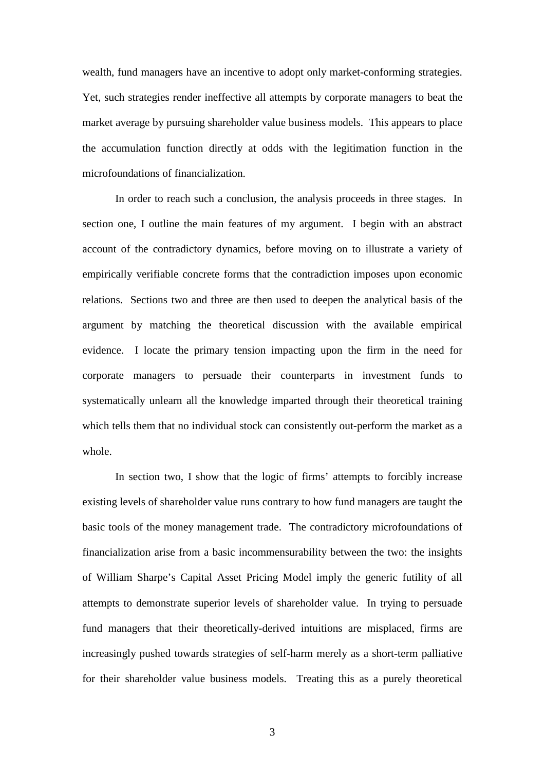wealth, fund managers have an incentive to adopt only market-conforming strategies. Yet, such strategies render ineffective all attempts by corporate managers to beat the market average by pursuing shareholder value business models. This appears to place the accumulation function directly at odds with the legitimation function in the microfoundations of financialization.

In order to reach such a conclusion, the analysis proceeds in three stages. In section one, I outline the main features of my argument. I begin with an abstract account of the contradictory dynamics, before moving on to illustrate a variety of empirically verifiable concrete forms that the contradiction imposes upon economic relations. Sections two and three are then used to deepen the analytical basis of the argument by matching the theoretical discussion with the available empirical evidence. I locate the primary tension impacting upon the firm in the need for corporate managers to persuade their counterparts in investment funds to systematically unlearn all the knowledge imparted through their theoretical training which tells them that no individual stock can consistently out-perform the market as a whole.

In section two, I show that the logic of firms' attempts to forcibly increase existing levels of shareholder value runs contrary to how fund managers are taught the basic tools of the money management trade. The contradictory microfoundations of financialization arise from a basic incommensurability between the two: the insights of William Sharpe's Capital Asset Pricing Model imply the generic futility of all attempts to demonstrate superior levels of shareholder value. In trying to persuade fund managers that their theoretically-derived intuitions are misplaced, firms are increasingly pushed towards strategies of self-harm merely as a short-term palliative for their shareholder value business models. Treating this as a purely theoretical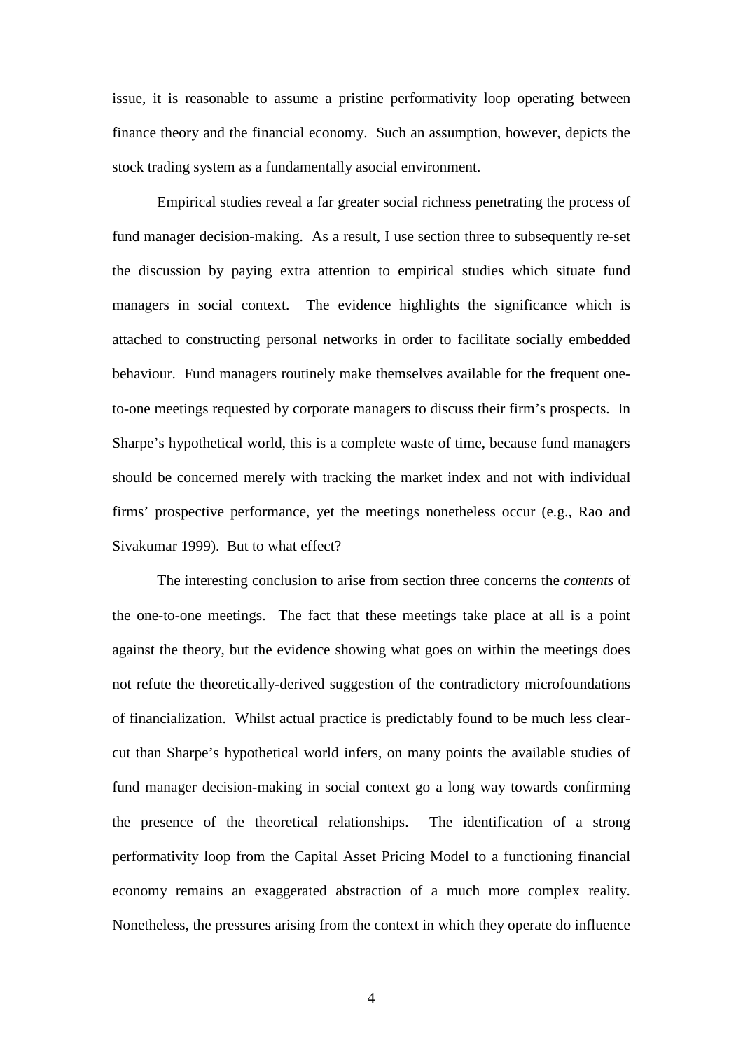issue, it is reasonable to assume a pristine performativity loop operating between finance theory and the financial economy. Such an assumption, however, depicts the stock trading system as a fundamentally asocial environment.

Empirical studies reveal a far greater social richness penetrating the process of fund manager decision-making. As a result, I use section three to subsequently re-set the discussion by paying extra attention to empirical studies which situate fund managers in social context. The evidence highlights the significance which is attached to constructing personal networks in order to facilitate socially embedded behaviour. Fund managers routinely make themselves available for the frequent one-to-one meetings requested by corporate managers to discuss their firm's prospects. In Sharpe's hypothetical world, this is a complete waste of time, because fund managers should be concerned merely with tracking the market index and not with individual firms' prospective performance, yet the meetings nonetheless occur (e.g., Rao and Sivakumar 1999). But to what effect?

The interesting conclusion to arise from section three concerns the *contents* of the one-to-one meetings. The fact that these meetings take place at all is a point against the theory, but the evidence showing what goes on within the meetings does not refute the theoretically-derived suggestion of the contradictory microfoundations of financialization. Whilst actual practice is predictably found to be much less clear-cut than Sharpe's hypothetical world infers, on many points the available studies of fund manager decision-making in social context go a long way towards confirming the presence of the theoretical relationships. The identification of a strong performativity loop from the Capital Asset Pricing Model to a functioning financial economy remains an exaggerated abstraction of a much more complex reality. Nonetheless, the pressures arising from the context in which they operate do influence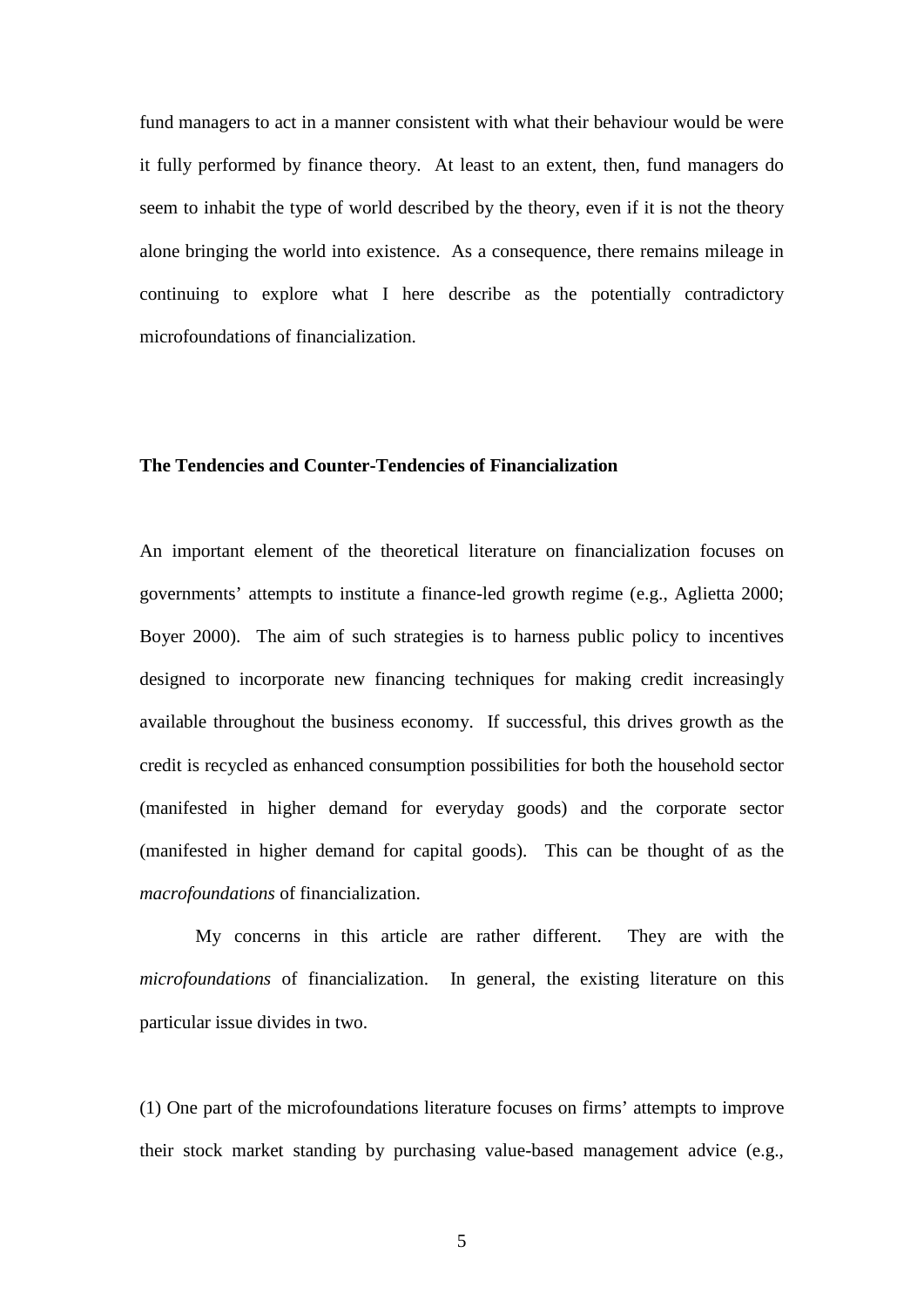fund managers to act in a manner consistent with what their behaviour would be were it fully performed by finance theory. At least to an extent, then, fund managers do seem to inhabit the type of world described by the theory, even if it is not the theory alone bringing the world into existence. As a consequence, there remains mileage in continuing to explore what I here describe as the potentially contradictory microfoundations of financialization.

## The Tendencies and Counter-Tendencies of Financialization

An important element of the theoretical literature on financialization focuses on governments' attempts to institute a finance-led growth regime (e.g., Aglietta 2000; Boyer 2000). The aim of such strategies is to harness public policy to incentives designed to incorporate new financing techniques for making credit increasingly available throughout the business economy. If successful, this drives growth as the credit is recycled as enhanced consumption possibilities for both the household sector (manifested in higher demand for everyday goods) and the corporate sector (manifested in higher demand for capital goods). This can be thought of as the *macrofoundations* of financialization.

My concerns in this article are rather different. They are with the *microfoundations* of financialization. In general, the existing literature on this particular issue divides in two.

(1) One part of the microfoundations literature focuses on firms' attempts to improve their stock market standing by purchasing value-based management advice (e.g.,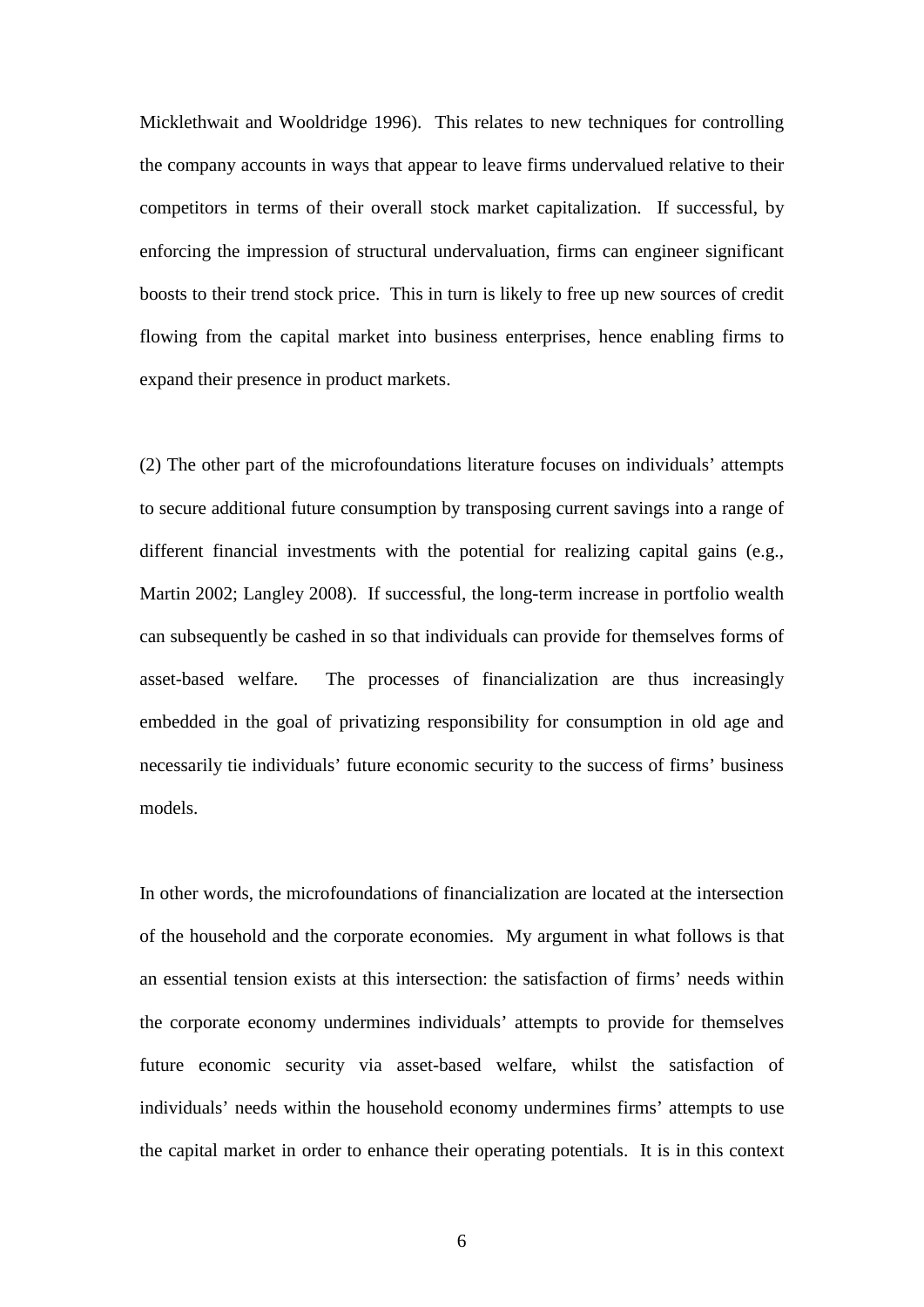Micklethwait and Wooldridge 1996). This relates to new techniques for controlling the company accounts in ways that appear to leave firms undervalued relative to their competitors in terms of their overall stock market capitalization. If successful, by enforcing the impression of structural undervaluation, firms can engineer significant boosts to their trend stock price. This in turn is likely to free up new sources of credit flowing from the capital market into business enterprises, hence enabling firms to expand their presence in product markets.

(2) The other part of the microfoundations literature focuses on individuals' attempts to secure additional future consumption by transposing current savings into a range of different financial investments with the potential for realizing capital gains (e.g., Martin 2002; Langley 2008). If successful, the long-term increase in portfolio wealth can subsequently be cashed in so that individuals can provide for themselves forms of asset-based welfare. The processes of financialization are thus increasingly embedded in the goal of privatizing responsibility for consumption in old age and necessarily tie individuals' future economic security to the success of firms' business models.

In other words, the microfoundations of financialization are located at the intersection of the household and the corporate economies. My argument in what follows is that an essential tension exists at this intersection: the satisfaction of firms' needs within the corporate economy undermines individuals' attempts to provide for themselves future economic security via asset-based welfare, whilst the satisfaction of individuals' needs within the household economy undermines firms' attempts to use the capital market in order to enhance their operating potentials. It is in this context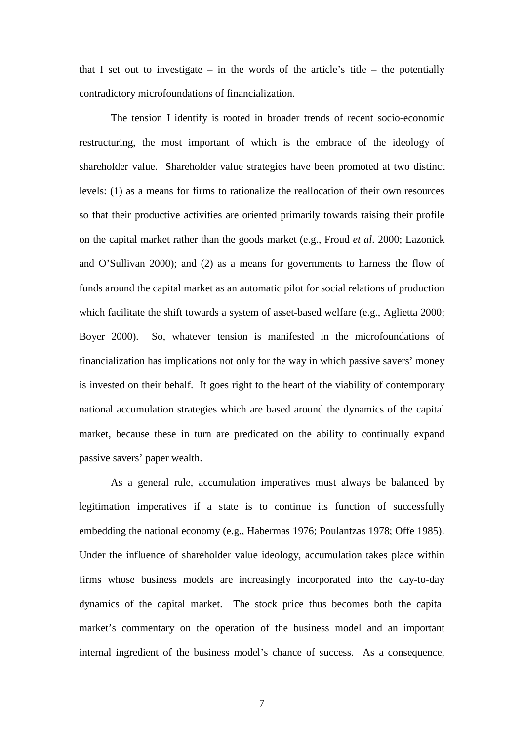that I set out to investigate – in the words of the article's title – the potentially contradictory microfoundations of financialization.

The tension I identify is rooted in broader trends of recent socio-economic restructuring, the most important of which is the embrace of the ideology of shareholder value. Shareholder value strategies have been promoted at two distinct levels: (1) as a means for firms to rationalize the reallocation of their own resources so that their productive activities are oriented primarily towards raising their profile on the capital market rather than the goods market (e.g., Froud *et al*. 2000; Lazonick and O'Sullivan 2000); and (2) as a means for governments to harness the flow of funds around the capital market as an automatic pilot for social relations of production which facilitate the shift towards a system of asset-based welfare (e.g., Aglietta 2000; Boyer 2000). So, whatever tension is manifested in the microfoundations of financialization has implications not only for the way in which passive savers' money is invested on their behalf. It goes right to the heart of the viability of contemporary national accumulation strategies which are based around the dynamics of the capital market, because these in turn are predicated on the ability to continually expand passive savers' paper wealth.

As a general rule, accumulation imperatives must always be balanced by legitimation imperatives if a state is to continue its function of successfully embedding the national economy (e.g., Habermas 1976; Poulantzas 1978; Offe 1985). Under the influence of shareholder value ideology, accumulation takes place within firms whose business models are increasingly incorporated into the day-to-day dynamics of the capital market. The stock price thus becomes both the capital market's commentary on the operation of the business model and an important internal ingredient of the business model's chance of success. As a consequence,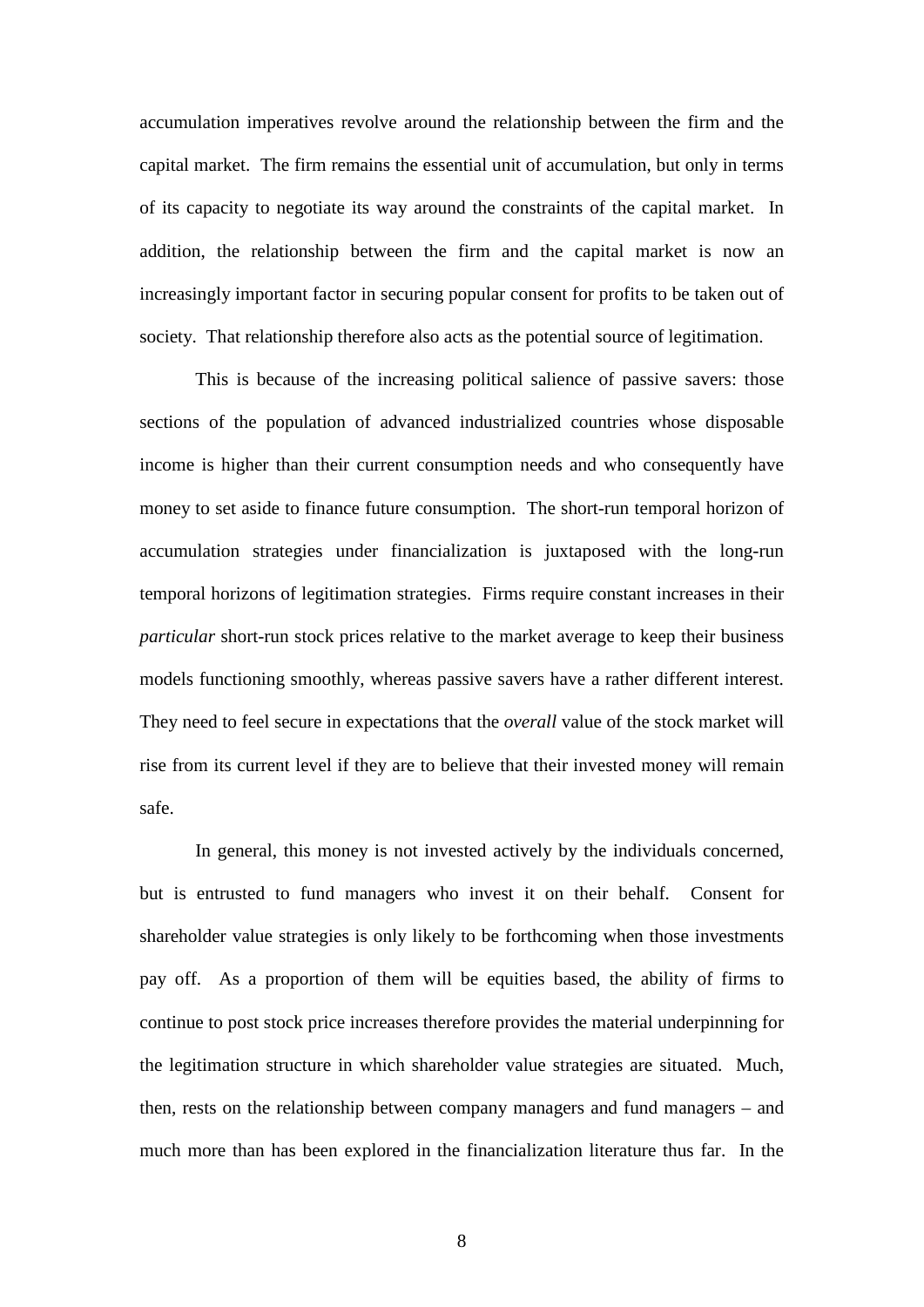accumulation imperatives revolve around the relationship between the firm and the capital market. The firm remains the essential unit of accumulation, but only in terms of its capacity to negotiate its way around the constraints of the capital market. In addition, the relationship between the firm and the capital market is now an increasingly important factor in securing popular consent for profits to be taken out of society. That relationship therefore also acts as the potential source of legitimation.

This is because of the increasing political salience of passive savers: those sections of the population of advanced industrialized countries whose disposable income is higher than their current consumption needs and who consequently have money to set aside to finance future consumption. The short-run temporal horizon of accumulation strategies under financialization is juxtaposed with the long-run temporal horizons of legitimation strategies. Firms require constant increases in their *particular* short-run stock prices relative to the market average to keep their business models functioning smoothly, whereas passive savers have a rather different interest. They need to feel secure in expectations that the *overall* value of the stock market will rise from its current level if they are to believe that their invested money will remain safe.

In general, this money is not invested actively by the individuals concerned, but is entrusted to fund managers who invest it on their behalf. Consent for shareholder value strategies is only likely to be forthcoming when those investments pay off. As a proportion of them will be equities based, the ability of firms to continue to post stock price increases therefore provides the material underpinning for the legitimation structure in which shareholder value strategies are situated. Much, then, rests on the relationship between company managers and fund managers – and much more than has been explored in the financialization literature thus far. In the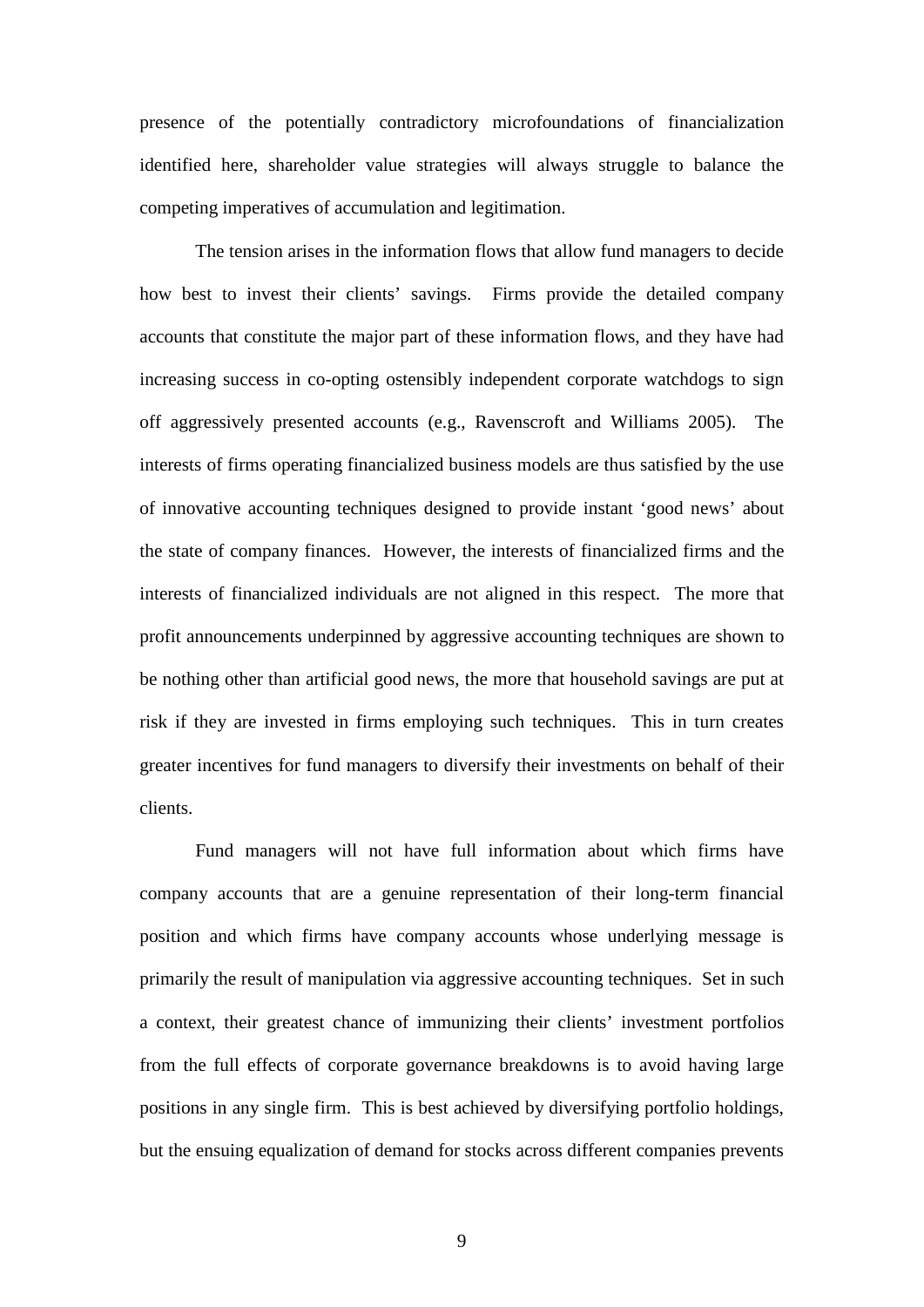presence of the potentially contradictory microfoundations of financialization identified here, shareholder value strategies will always struggle to balance the competing imperatives of accumulation and legitimation.

The tension arises in the information flows that allow fund managers to decide how best to invest their clients' savings. Firms provide the detailed company accounts that constitute the major part of these information flows, and they have had increasing success in co-opting ostensibly independent corporate watchdogs to sign off aggressively presented accounts (e.g., Ravenscroft and Williams 2005). The interests of firms operating financialized business models are thus satisfied by the use of innovative accounting techniques designed to provide instant 'good news' about the state of company finances. However, the interests of financialized firms and the interests of financialized individuals are not aligned in this respect. The more that profit announcements underpinned by aggressive accounting techniques are shown to be nothing other than artificial good news, the more that household savings are put at risk if they are invested in firms employing such techniques. This in turn creates greater incentives for fund managers to diversify their investments on behalf of their clients.

Fund managers will not have full information about which firms have company accounts that are a genuine representation of their long-term financial position and which firms have company accounts whose underlying message is primarily the result of manipulation via aggressive accounting techniques. Set in such a context, their greatest chance of immunizing their clients' investment portfolios from the full effects of corporate governance breakdowns is to avoid having large positions in any single firm. This is best achieved by diversifying portfolio holdings, but the ensuing equalization of demand for stocks across different companies prevents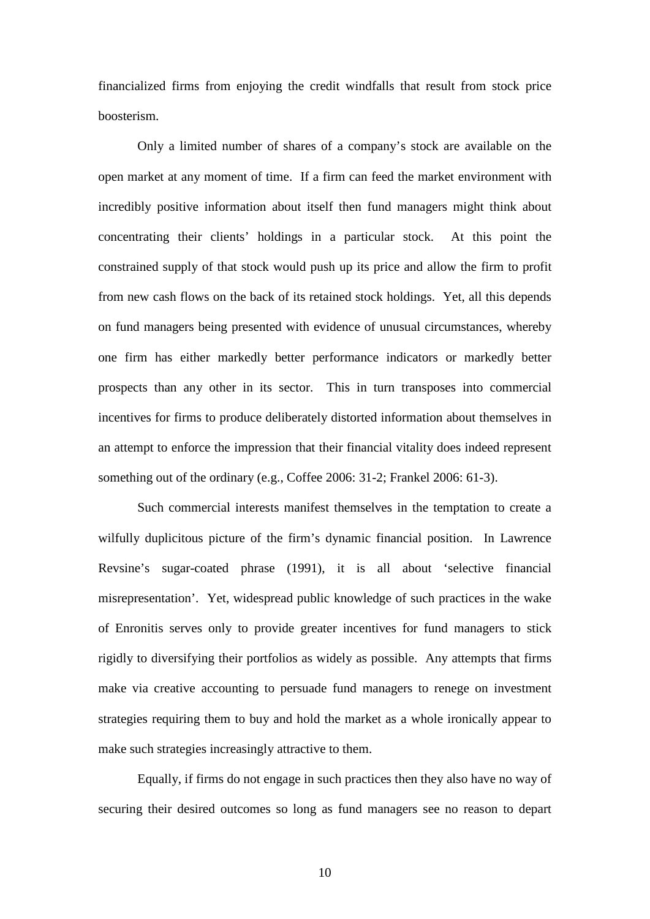financialized firms from enjoying the credit windfalls that result from stock price boosterism.

Only a limited number of shares of a company's stock are available on the open market at any moment of time. If a firm can feed the market environment with incredibly positive information about itself then fund managers might think about concentrating their clients' holdings in a particular stock. At this point the constrained supply of that stock would push up its price and allow the firm to profit from new cash flows on the back of its retained stock holdings. Yet, all this depends on fund managers being presented with evidence of unusual circumstances, whereby one firm has either markedly better performance indicators or markedly better prospects than any other in its sector. This in turn transposes into commercial incentives for firms to produce deliberately distorted information about themselves in an attempt to enforce the impression that their financial vitality does indeed represent something out of the ordinary (e.g., Coffee 2006: 31-2; Frankel 2006: 61-3).

Such commercial interests manifest themselves in the temptation to create a wilfully duplicitous picture of the firm's dynamic financial position. In Lawrence Revsine's sugar-coated phrase (1991), it is all about 'selective financial misrepresentation'. Yet, widespread public knowledge of such practices in the wake of Enronitis serves only to provide greater incentives for fund managers to stick rigidly to diversifying their portfolios as widely as possible. Any attempts that firms make via creative accounting to persuade fund managers to renege on investment strategies requiring them to buy and hold the market as a whole ironically appear to make such strategies increasingly attractive to them.

Equally, if firms do not engage in such practices then they also have no way of securing their desired outcomes so long as fund managers see no reason to depart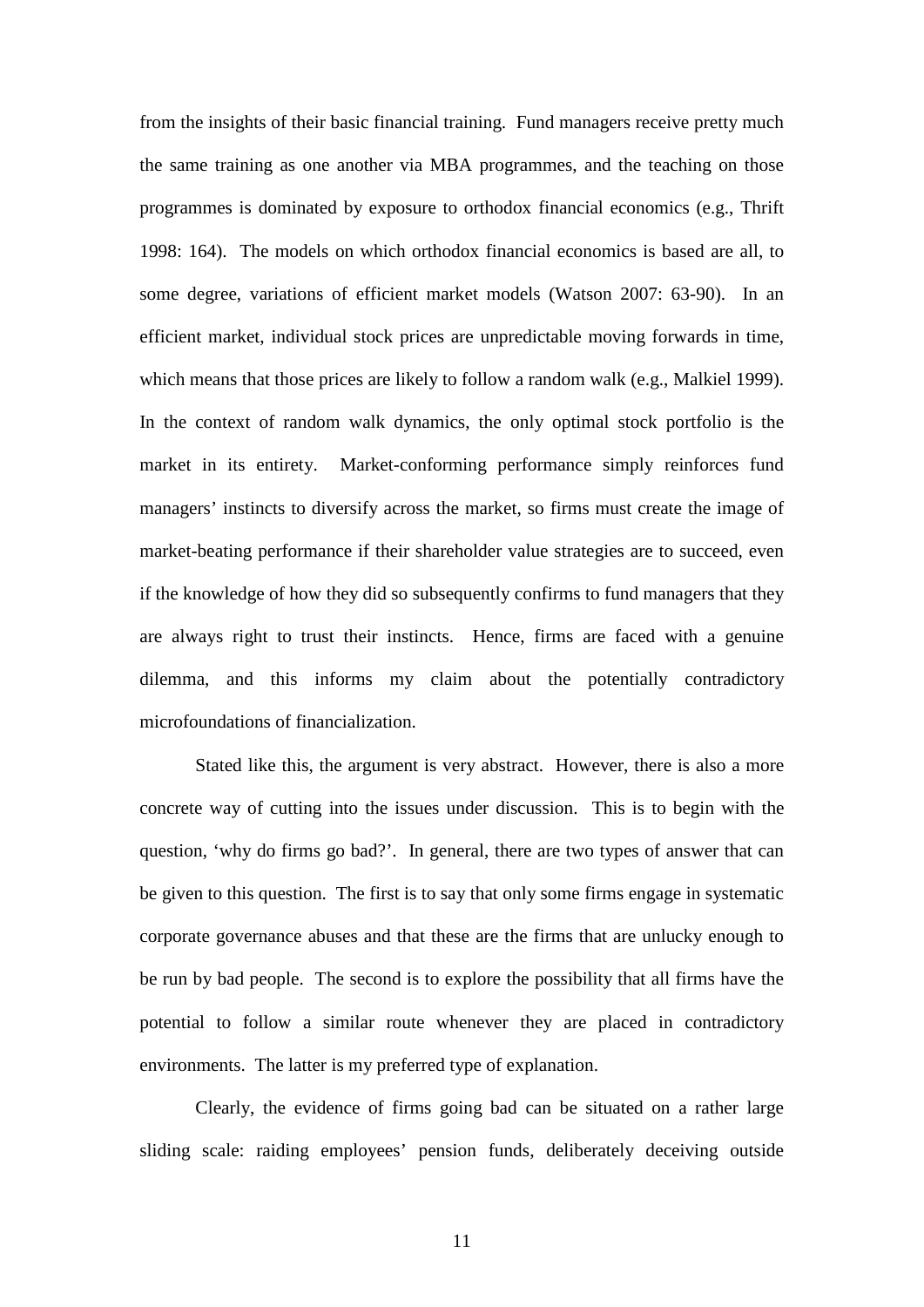from the insights of their basic financial training. Fund managers receive pretty much the same training as one another via MBA programmes, and the teaching on those programmes is dominated by exposure to orthodox financial economics (e.g., Thrift 1998: 164). The models on which orthodox financial economics is based are all, to some degree, variations of efficient market models (Watson 2007: 63-90). In an efficient market, individual stock prices are unpredictable moving forwards in time, which means that those prices are likely to follow a random walk (e.g., Malkiel 1999). In the context of random walk dynamics, the only optimal stock portfolio is the market in its entirety. Market-conforming performance simply reinforces fund managers' instincts to diversify across the market, so firms must create the image of market-beating performance if their shareholder value strategies are to succeed, even if the knowledge of how they did so subsequently confirms to fund managers that they are always right to trust their instincts. Hence, firms are faced with a genuine dilemma, and this informs my claim about the potentially contradictory microfoundations of financialization.

Stated like this, the argument is very abstract. However, there is also a more concrete way of cutting into the issues under discussion. This is to begin with the question, 'why do firms go bad?'. In general, there are two types of answer that can be given to this question. The first is to say that only some firms engage in systematic corporate governance abuses and that these are the firms that are unlucky enough to be run by bad people. The second is to explore the possibility that all firms have the potential to follow a similar route whenever they are placed in contradictory environments. The latter is my preferred type of explanation.

Clearly, the evidence of firms going bad can be situated on a rather large sliding scale: raiding employees' pension funds, deliberately deceiving outside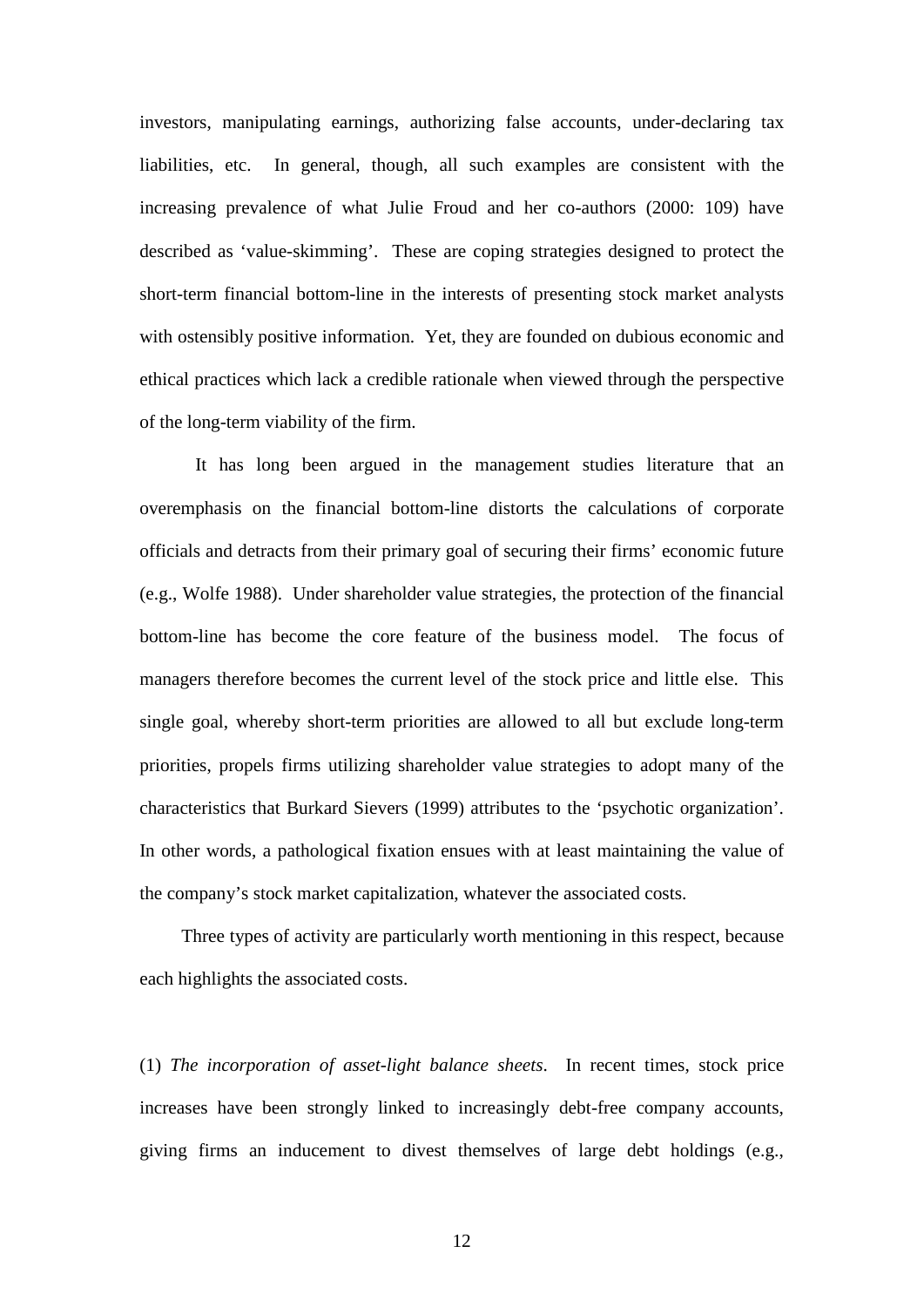investors, manipulating earnings, authorizing false accounts, under-declaring tax liabilities, etc. In general, though, all such examples are consistent with the increasing prevalence of what Julie Froud and her co-authors (2000: 109) have described as 'value-skimming'. These are coping strategies designed to protect the short-term financial bottom-line in the interests of presenting stock market analysts with ostensibly positive information. Yet, they are founded on dubious economic and ethical practices which lack a credible rationale when viewed through the perspective of the long-term viability of the firm.

It has long been argued in the management studies literature that an overemphasis on the financial bottom-line distorts the calculations of corporate officials and detracts from their primary goal of securing their firms' economic future (e.g., Wolfe 1988). Under shareholder value strategies, the protection of the financial bottom-line has become the core feature of the business model. The focus of managers therefore becomes the current level of the stock price and little else. This single goal, whereby short-term priorities are allowed to all but exclude long-term priorities, propels firms utilizing shareholder value strategies to adopt many of the characteristics that Burkard Sievers (1999) attributes to the 'psychotic organization'. In other words, a pathological fixation ensues with at least maintaining the value of the company's stock market capitalization, whatever the associated costs.

Three types of activity are particularly worth mentioning in this respect, because each highlights the associated costs.

(1) *The incorporation of asset-light balance sheets*. In recent times, stock price increases have been strongly linked to increasingly debt-free company accounts, giving firms an inducement to divest themselves of large debt holdings (e.g.,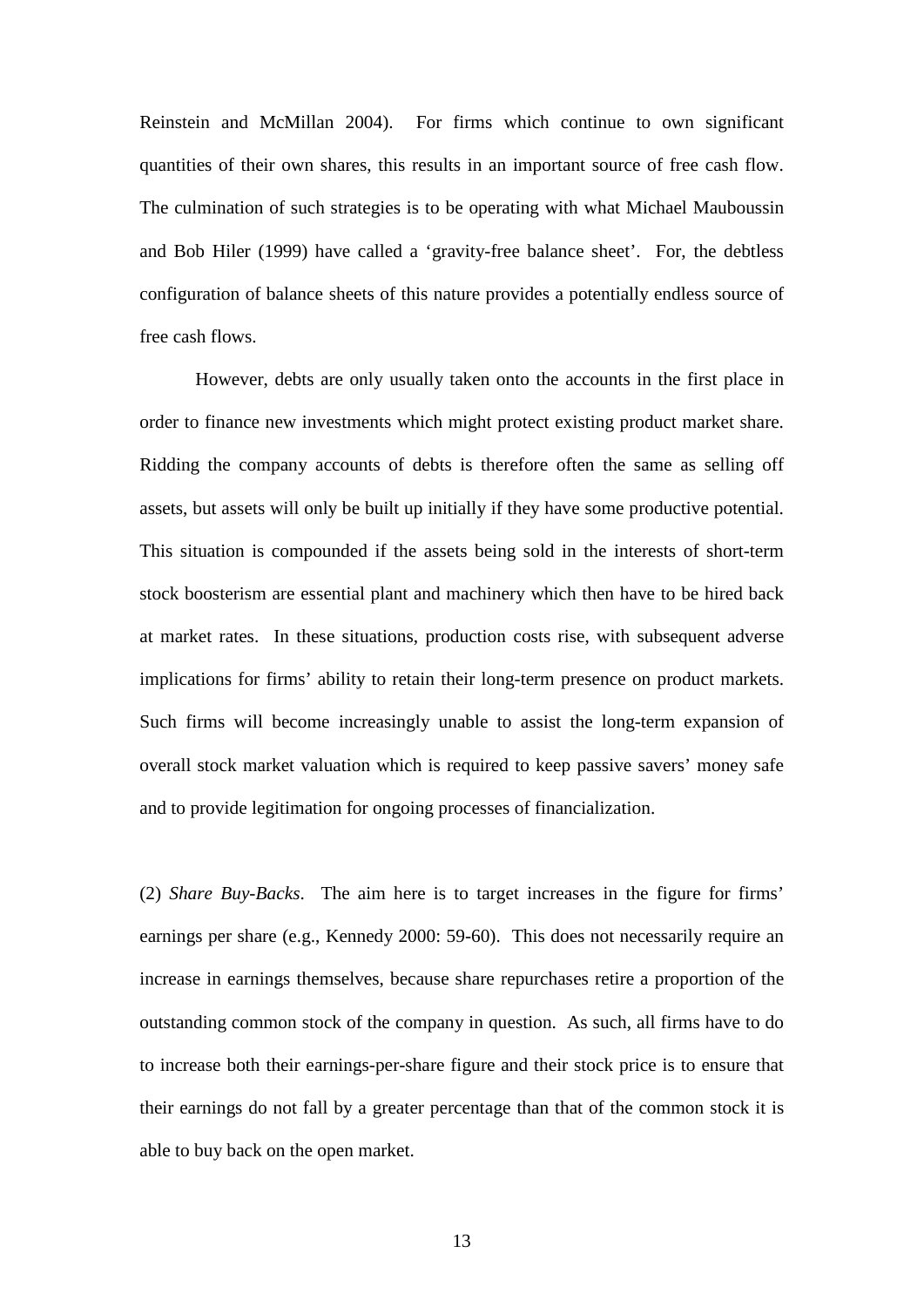Reinstein and McMillan 2004). For firms which continue to own significant quantities of their own shares, this results in an important source of free cash flow. The culmination of such strategies is to be operating with what Michael Mauboussin and Bob Hiler (1999) have called a 'gravity-free balance sheet'. For, the debtless configuration of balance sheets of this nature provides a potentially endless source of free cash flows.

However, debts are only usually taken onto the accounts in the first place in order to finance new investments which might protect existing product market share. Ridding the company accounts of debts is therefore often the same as selling off assets, but assets will only be built up initially if they have some productive potential. This situation is compounded if the assets being sold in the interests of short-term stock boosterism are essential plant and machinery which then have to be hired back at market rates. In these situations, production costs rise, with subsequent adverse implications for firms' ability to retain their long-term presence on product markets. Such firms will become increasingly unable to assist the long-term expansion of overall stock market valuation which is required to keep passive savers' money safe and to provide legitimation for ongoing processes of financialization.

(2) *Share Buy-Backs*. The aim here is to target increases in the figure for firms' earnings per share (e.g., Kennedy 2000: 59-60). This does not necessarily require an increase in earnings themselves, because share repurchases retire a proportion of the outstanding common stock of the company in question. As such, all firms have to do to increase both their earnings-per-share figure and their stock price is to ensure that their earnings do not fall by a greater percentage than that of the common stock it is able to buy back on the open market.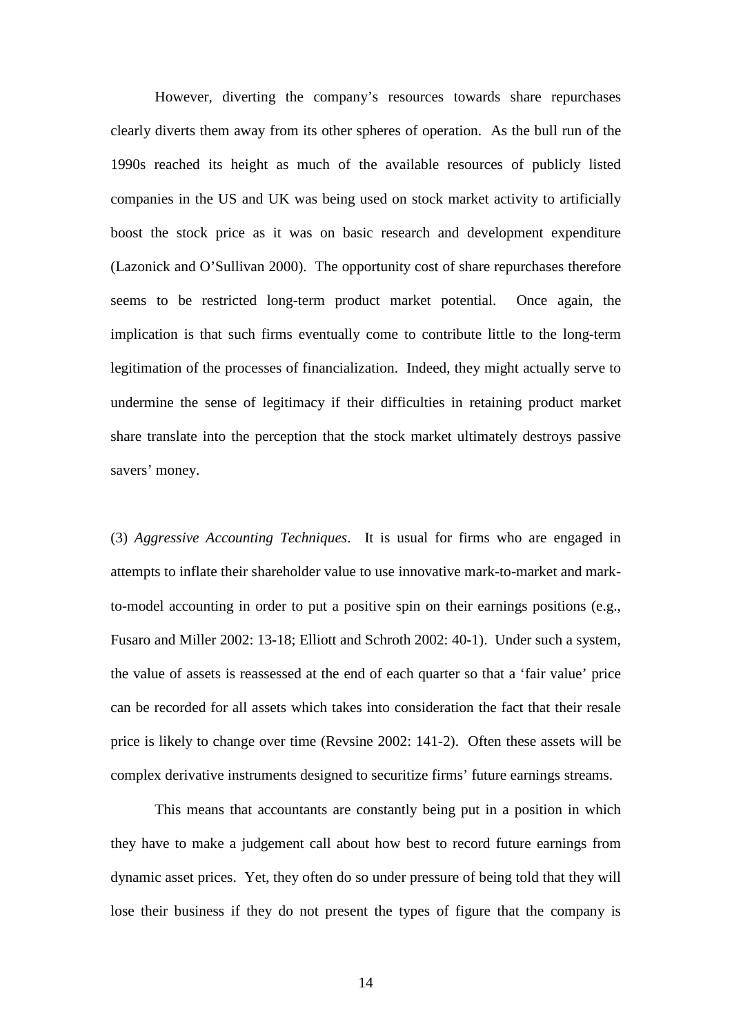However, diverting the company's resources towards share repurchases clearly diverts them away from its other spheres of operation. As the bull run of the 1990s reached its height as much of the available resources of publicly listed companies in the US and UK was being used on stock market activity to artificially boost the stock price as it was on basic research and development expenditure (Lazonick and O'Sullivan 2000). The opportunity cost of share repurchases therefore seems to be restricted long-term product market potential. Once again, the implication is that such firms eventually come to contribute little to the long-term legitimation of the processes of financialization. Indeed, they might actually serve to undermine the sense of legitimacy if their difficulties in retaining product market share translate into the perception that the stock market ultimately destroys passive savers' money.

(3) *Aggressive Accounting Techniques*. It is usual for firms who are engaged in attempts to inflate their shareholder value to use innovative mark-to-market and mark-to-model accounting in order to put a positive spin on their earnings positions (e.g., Fusaro and Miller 2002: 13-18; Elliott and Schroth 2002: 40-1). Under such a system, the value of assets is reassessed at the end of each quarter so that a 'fair value' price can be recorded for all assets which takes into consideration the fact that their resale price is likely to change over time (Revsine 2002: 141-2). Often these assets will be complex derivative instruments designed to securitize firms' future earnings streams.

This means that accountants are constantly being put in a position in which they have to make a judgement call about how best to record future earnings from dynamic asset prices. Yet, they often do so under pressure of being told that they will lose their business if they do not present the types of figure that the company is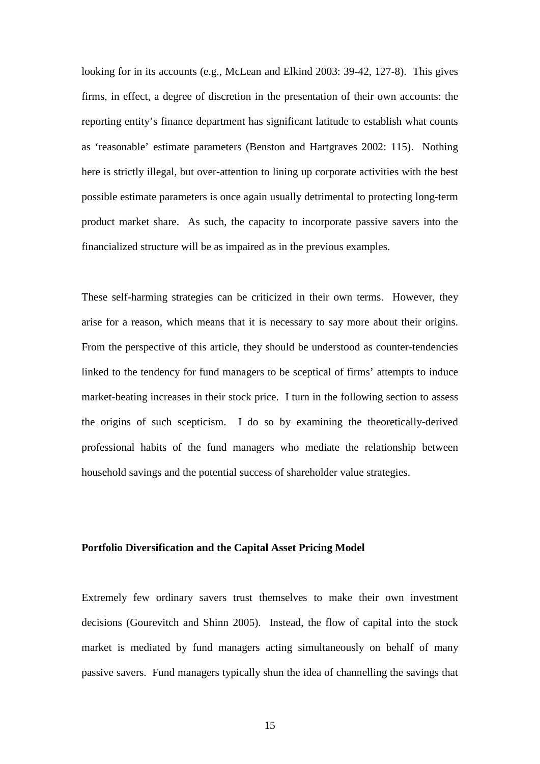looking for in its accounts (e.g., McLean and Elkind 2003: 39-42, 127-8). This gives firms, in effect, a degree of discretion in the presentation of their own accounts: the reporting entity's finance department has significant latitude to establish what counts as 'reasonable' estimate parameters (Benston and Hartgraves 2002: 115). Nothing here is strictly illegal, but over-attention to lining up corporate activities with the best possible estimate parameters is once again usually detrimental to protecting long-term product market share. As such, the capacity to incorporate passive savers into the financialized structure will be as impaired as in the previous examples.

These self-harming strategies can be criticized in their own terms. However, they arise for a reason, which means that it is necessary to say more about their origins. From the perspective of this article, they should be understood as counter-tendencies linked to the tendency for fund managers to be sceptical of firms' attempts to induce market-beating increases in their stock price. I turn in the following section to assess the origins of such scepticism. I do so by examining the theoretically-derived professional habits of the fund managers who mediate the relationship between household savings and the potential success of shareholder value strategies.

## Portfolio Diversification and the Capital Asset Pricing Model

Extremely few ordinary savers trust themselves to make their own investment decisions (Gourevitch and Shinn 2005). Instead, the flow of capital into the stock market is mediated by fund managers acting simultaneously on behalf of many passive savers. Fund managers typically shun the idea of channelling the savings that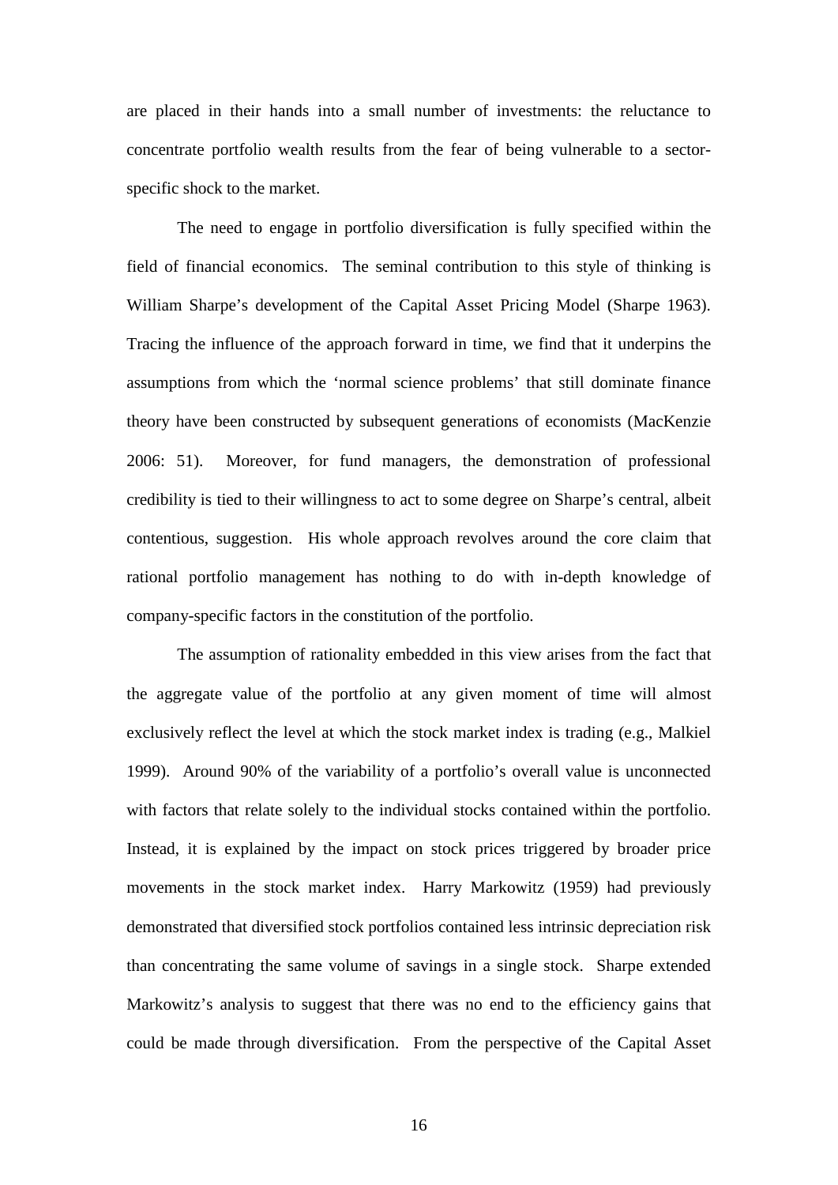are placed in their hands into a small number of investments: the reluctance to concentrate portfolio wealth results from the fear of being vulnerable to a sector-specific shock to the market.

The need to engage in portfolio diversification is fully specified within the field of financial economics. The seminal contribution to this style of thinking is William Sharpe's development of the Capital Asset Pricing Model (Sharpe 1963). Tracing the influence of the approach forward in time, we find that it underpins the assumptions from which the 'normal science problems' that still dominate finance theory have been constructed by subsequent generations of economists (MacKenzie 2006: 51). Moreover, for fund managers, the demonstration of professional credibility is tied to their willingness to act to some degree on Sharpe's central, albeit contentious, suggestion. His whole approach revolves around the core claim that rational portfolio management has nothing to do with in-depth knowledge of company-specific factors in the constitution of the portfolio.

The assumption of rationality embedded in this view arises from the fact that the aggregate value of the portfolio at any given moment of time will almost exclusively reflect the level at which the stock market index is trading (e.g., Malkiel 1999). Around 90% of the variability of a portfolio's overall value is unconnected with factors that relate solely to the individual stocks contained within the portfolio. Instead, it is explained by the impact on stock prices triggered by broader price movements in the stock market index. Harry Markowitz (1959) had previously demonstrated that diversified stock portfolios contained less intrinsic depreciation risk than concentrating the same volume of savings in a single stock. Sharpe extended Markowitz's analysis to suggest that there was no end to the efficiency gains that could be made through diversification. From the perspective of the Capital Asset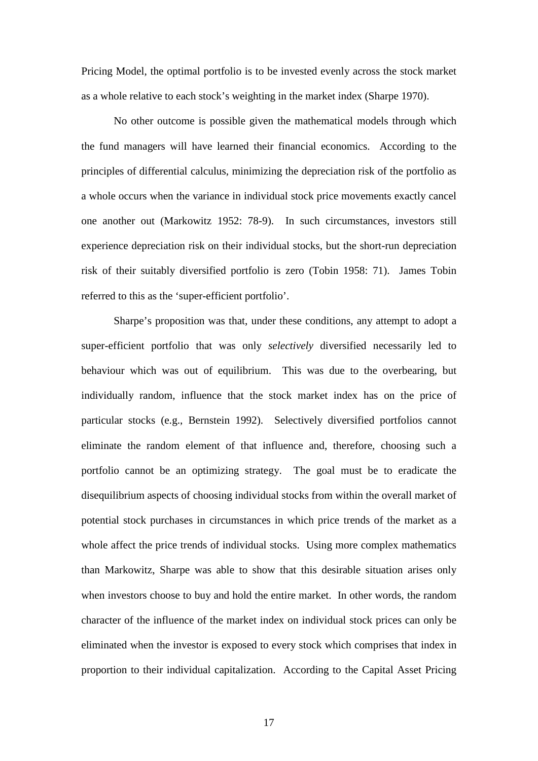Pricing Model, the optimal portfolio is to be invested evenly across the stock market as a whole relative to each stock's weighting in the market index (Sharpe 1970).

No other outcome is possible given the mathematical models through which the fund managers will have learned their financial economics. According to the principles of differential calculus, minimizing the depreciation risk of the portfolio as a whole occurs when the variance in individual stock price movements exactly cancel one another out (Markowitz 1952: 78-9). In such circumstances, investors still experience depreciation risk on their individual stocks, but the short-run depreciation risk of their suitably diversified portfolio is zero (Tobin 1958: 71). James Tobin referred to this as the 'super-efficient portfolio'.

Sharpe's proposition was that, under these conditions, any attempt to adopt a super-efficient portfolio that was only *selectively* diversified necessarily led to behaviour which was out of equilibrium. This was due to the overbearing, but individually random, influence that the stock market index has on the price of particular stocks (e.g., Bernstein 1992). Selectively diversified portfolios cannot eliminate the random element of that influence and, therefore, choosing such a portfolio cannot be an optimizing strategy. The goal must be to eradicate the disequilibrium aspects of choosing individual stocks from within the overall market of potential stock purchases in circumstances in which price trends of the market as a whole affect the price trends of individual stocks. Using more complex mathematics than Markowitz, Sharpe was able to show that this desirable situation arises only when investors choose to buy and hold the entire market. In other words, the random character of the influence of the market index on individual stock prices can only be eliminated when the investor is exposed to every stock which comprises that index in proportion to their individual capitalization. According to the Capital Asset Pricing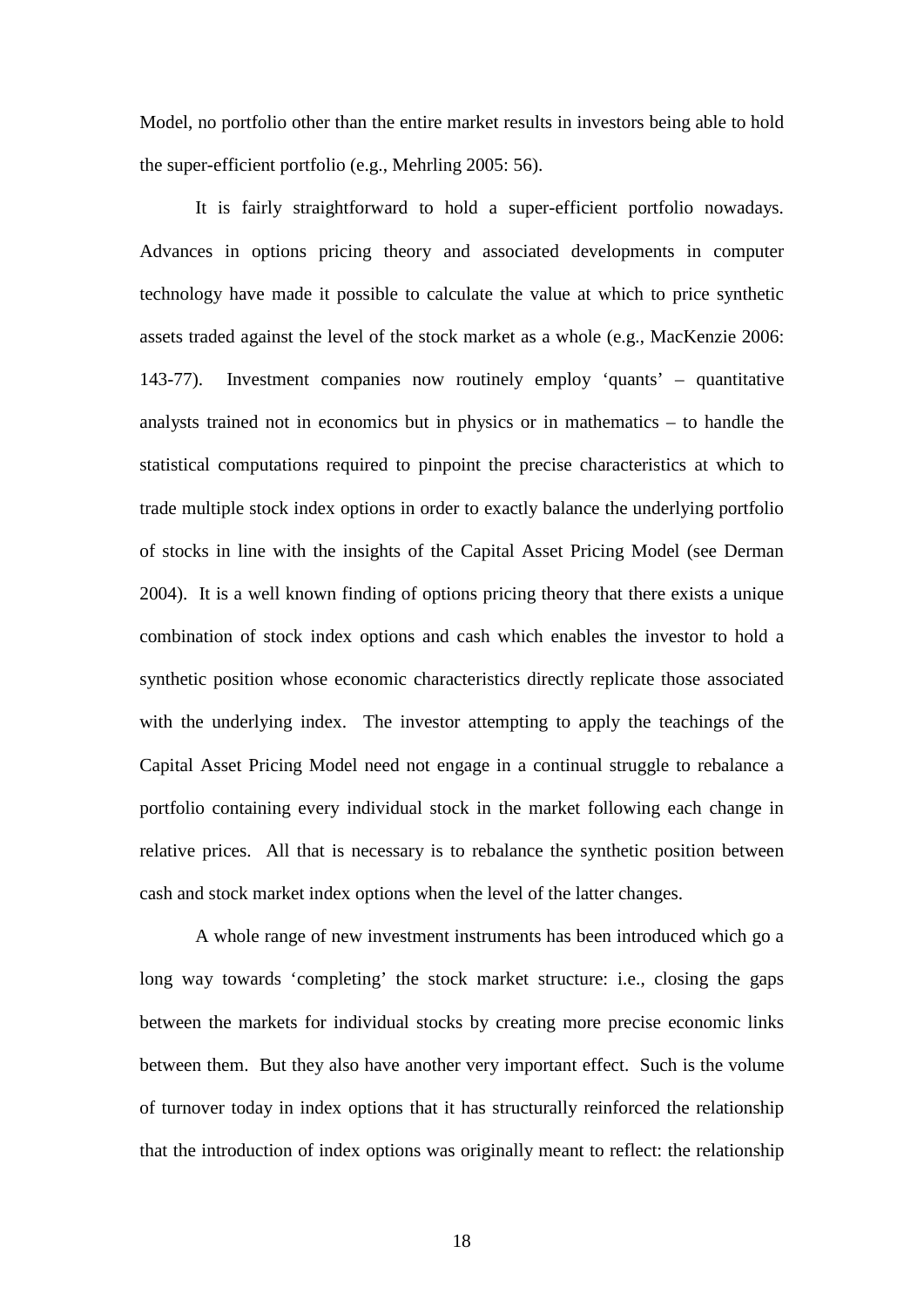Model, no portfolio other than the entire market results in investors being able to hold the super-efficient portfolio (e.g., Mehrling 2005: 56).

It is fairly straightforward to hold a super-efficient portfolio nowadays. Advances in options pricing theory and associated developments in computer technology have made it possible to calculate the value at which to price synthetic assets traded against the level of the stock market as a whole (e.g., MacKenzie 2006: 143-77). Investment companies now routinely employ 'quants' – quantitative analysts trained not in economics but in physics or in mathematics – to handle the statistical computations required to pinpoint the precise characteristics at which to trade multiple stock index options in order to exactly balance the underlying portfolio of stocks in line with the insights of the Capital Asset Pricing Model (see Derman 2004). It is a well known finding of options pricing theory that there exists a unique combination of stock index options and cash which enables the investor to hold a synthetic position whose economic characteristics directly replicate those associated with the underlying index. The investor attempting to apply the teachings of the Capital Asset Pricing Model need not engage in a continual struggle to rebalance a portfolio containing every individual stock in the market following each change in relative prices. All that is necessary is to rebalance the synthetic position between cash and stock market index options when the level of the latter changes.

A whole range of new investment instruments has been introduced which go a long way towards 'completing' the stock market structure: i.e., closing the gaps between the markets for individual stocks by creating more precise economic links between them. But they also have another very important effect. Such is the volume of turnover today in index options that it has structurally reinforced the relationship that the introduction of index options was originally meant to reflect: the relationship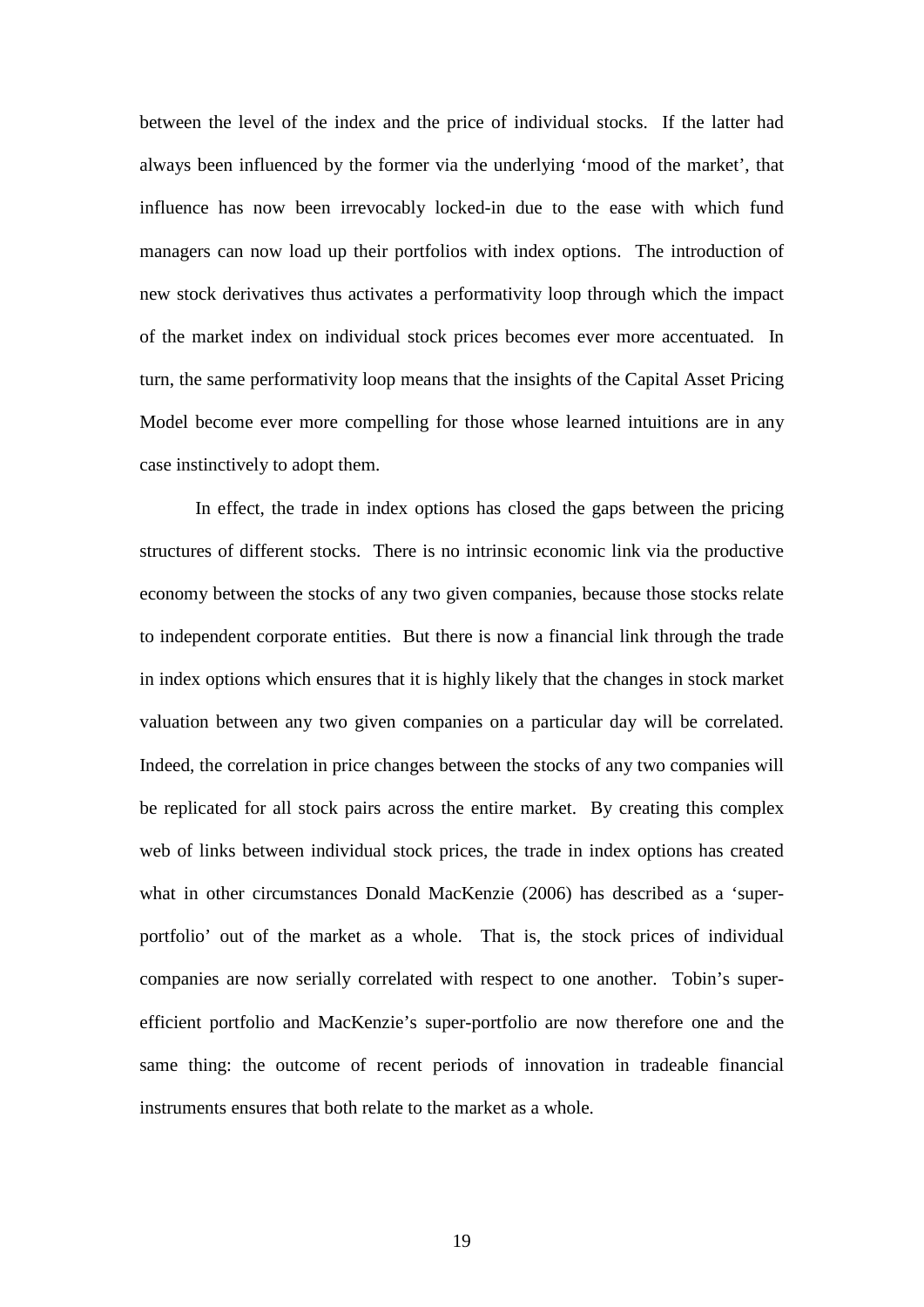between the level of the index and the price of individual stocks. If the latter had always been influenced by the former via the underlying 'mood of the market', that influence has now been irrevocably locked-in due to the ease with which fund managers can now load up their portfolios with index options. The introduction of new stock derivatives thus activates a performativity loop through which the impact of the market index on individual stock prices becomes ever more accentuated. In turn, the same performativity loop means that the insights of the Capital Asset Pricing Model become ever more compelling for those whose learned intuitions are in any case instinctively to adopt them.

In effect, the trade in index options has closed the gaps between the pricing structures of different stocks. There is no intrinsic economic link via the productive economy between the stocks of any two given companies, because those stocks relate to independent corporate entities. But there is now a financial link through the trade in index options which ensures that it is highly likely that the changes in stock market valuation between any two given companies on a particular day will be correlated. Indeed, the correlation in price changes between the stocks of any two companies will be replicated for all stock pairs across the entire market. By creating this complex web of links between individual stock prices, the trade in index options has created what in other circumstances Donald MacKenzie (2006) has described as a 'super-portfolio' out of the market as a whole. That is, the stock prices of individual companies are now serially correlated with respect to one another. Tobin's super-efficient portfolio and MacKenzie's super-portfolio are now therefore one and the same thing: the outcome of recent periods of innovation in tradeable financial instruments ensures that both relate to the market as a whole.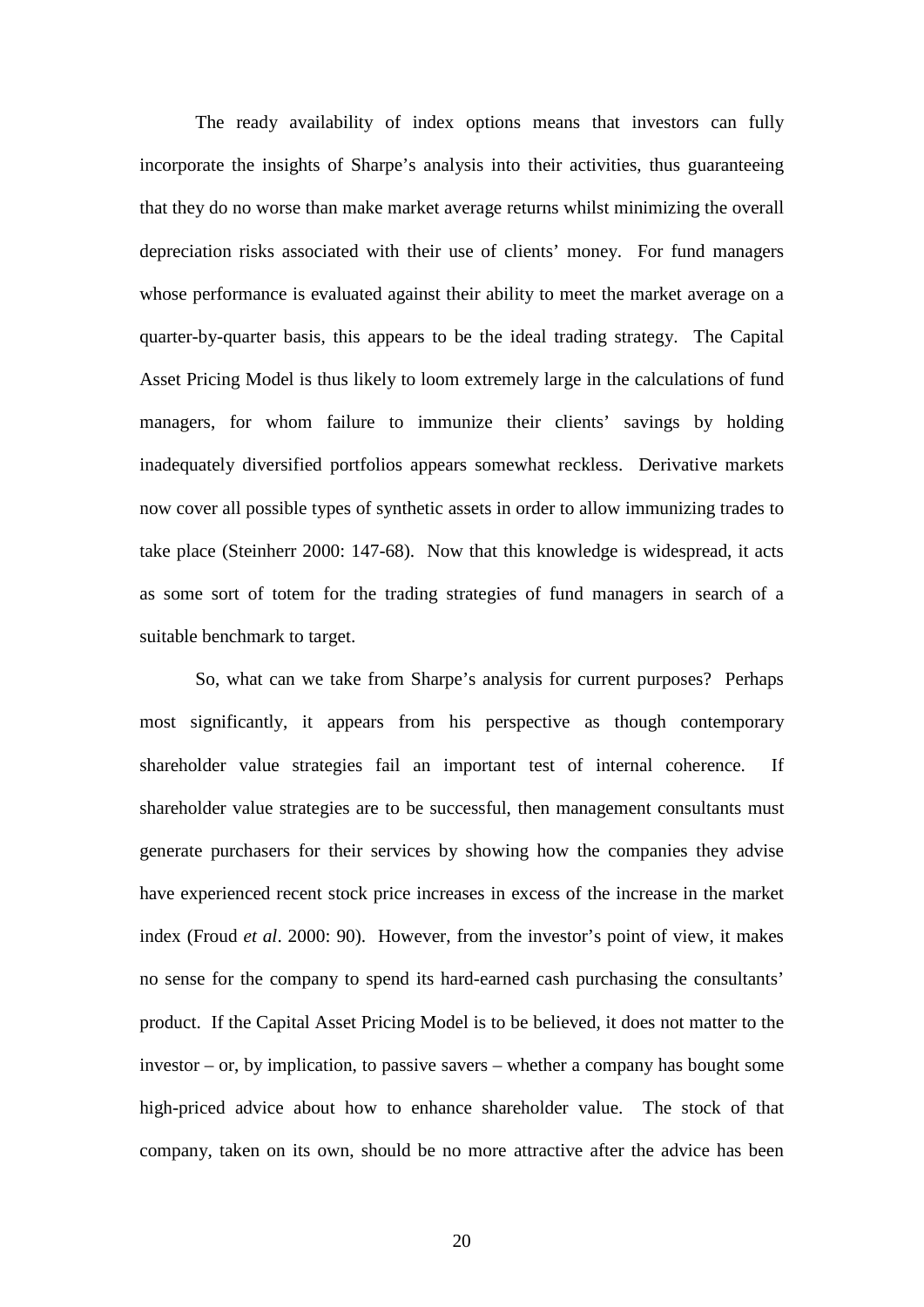The ready availability of index options means that investors can fully incorporate the insights of Sharpe's analysis into their activities, thus guaranteeing that they do no worse than make market average returns whilst minimizing the overall depreciation risks associated with their use of clients' money. For fund managers whose performance is evaluated against their ability to meet the market average on a quarter-by-quarter basis, this appears to be the ideal trading strategy. The Capital Asset Pricing Model is thus likely to loom extremely large in the calculations of fund managers, for whom failure to immunize their clients' savings by holding inadequately diversified portfolios appears somewhat reckless. Derivative markets now cover all possible types of synthetic assets in order to allow immunizing trades to take place (Steinherr 2000: 147-68). Now that this knowledge is widespread, it acts as some sort of totem for the trading strategies of fund managers in search of a suitable benchmark to target.

So, what can we take from Sharpe's analysis for current purposes? Perhaps most significantly, it appears from his perspective as though contemporary shareholder value strategies fail an important test of internal coherence. If shareholder value strategies are to be successful, then management consultants must generate purchasers for their services by showing how the companies they advise have experienced recent stock price increases in excess of the increase in the market index (Froud *et al*. 2000: 90). However, from the investor's point of view, it makes no sense for the company to spend its hard-earned cash purchasing the consultants' product. If the Capital Asset Pricing Model is to be believed, it does not matter to the investor – or, by implication, to passive savers – whether a company has bought some high-priced advice about how to enhance shareholder value. The stock of that company, taken on its own, should be no more attractive after the advice has been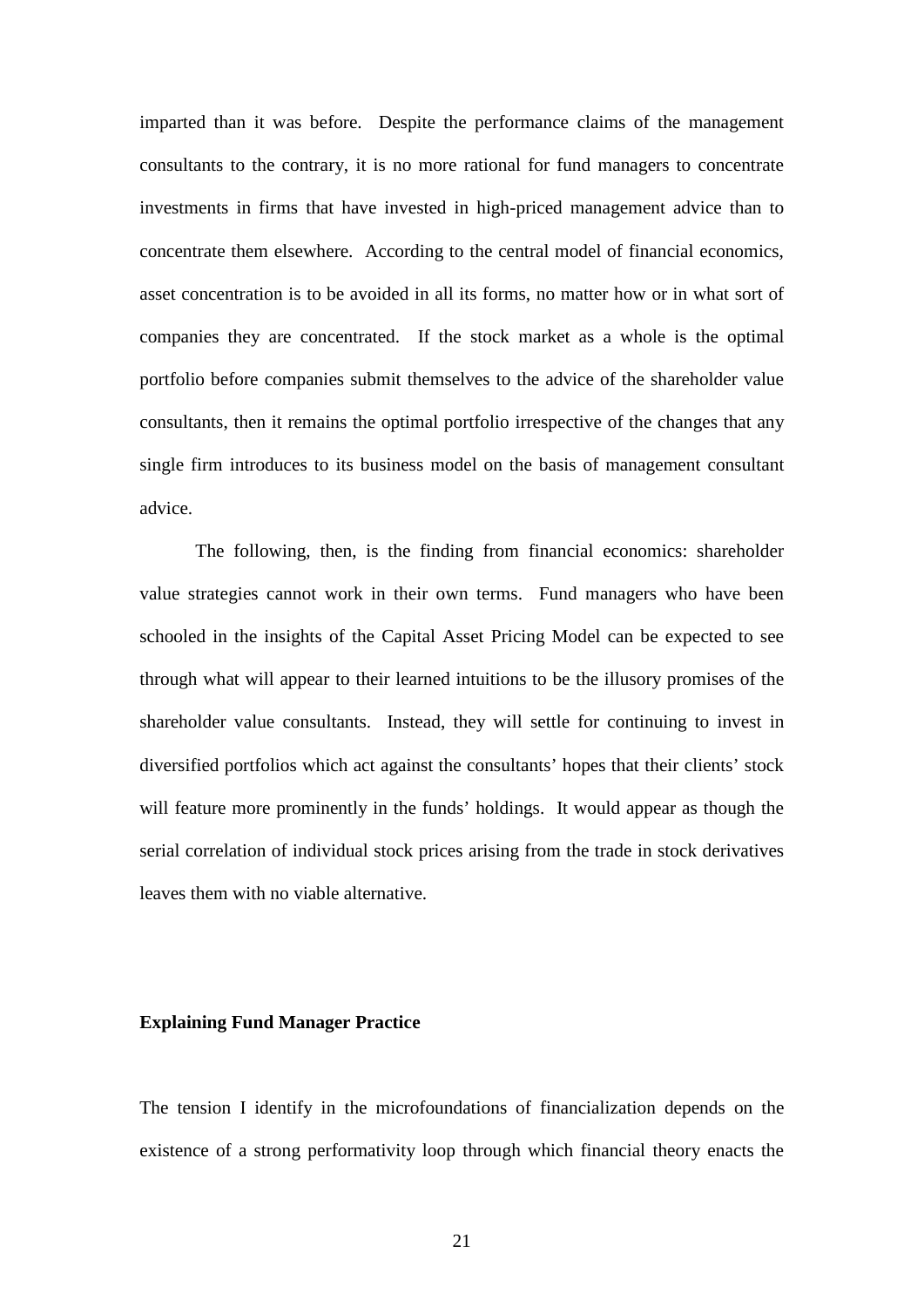imparted than it was before. Despite the performance claims of the management consultants to the contrary, it is no more rational for fund managers to concentrate investments in firms that have invested in high-priced management advice than to concentrate them elsewhere. According to the central model of financial economics, asset concentration is to be avoided in all its forms, no matter how or in what sort of companies they are concentrated. If the stock market as a whole is the optimal portfolio before companies submit themselves to the advice of the shareholder value consultants, then it remains the optimal portfolio irrespective of the changes that any single firm introduces to its business model on the basis of management consultant advice.

The following, then, is the finding from financial economics: shareholder value strategies cannot work in their own terms. Fund managers who have been schooled in the insights of the Capital Asset Pricing Model can be expected to see through what will appear to their learned intuitions to be the illusory promises of the shareholder value consultants. Instead, they will settle for continuing to invest in diversified portfolios which act against the consultants' hopes that their clients' stock will feature more prominently in the funds' holdings. It would appear as though the serial correlation of individual stock prices arising from the trade in stock derivatives leaves them with no viable alternative.

**Explaining Fund Manager Practice**

The tension I identify in the microfoundations of financialization depends on the existence of a strong performativity loop through which financial theory enacts the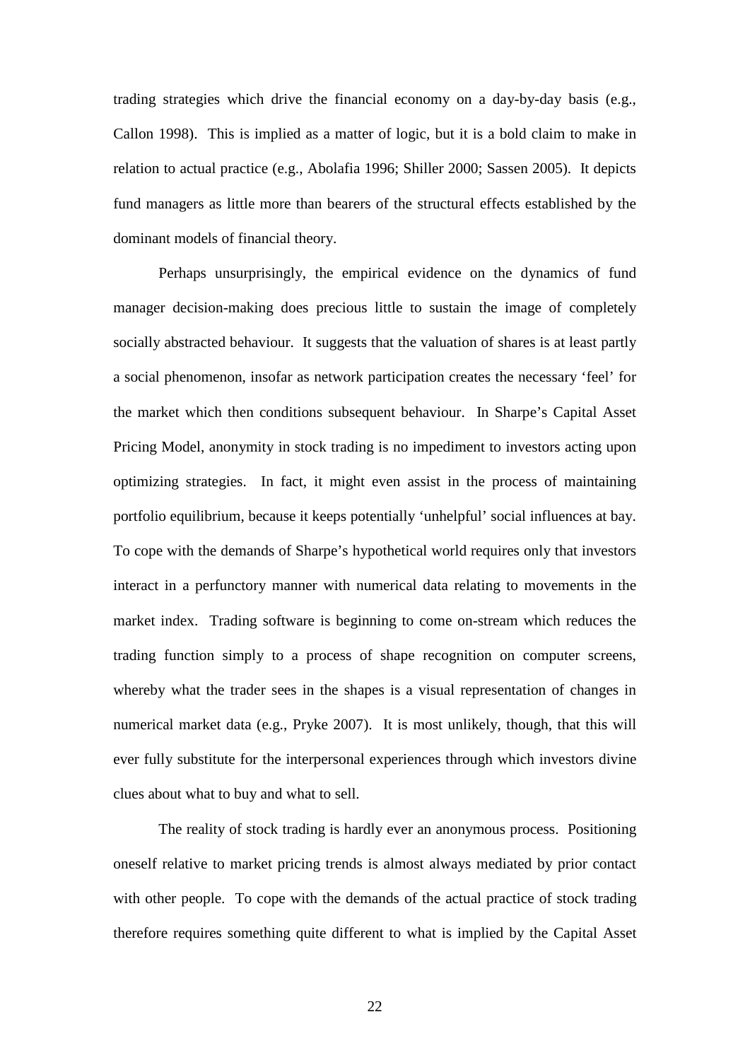trading strategies which drive the financial economy on a day-by-day basis (e.g., Callon 1998). This is implied as a matter of logic, but it is a bold claim to make in relation to actual practice (e.g., Abolafia 1996; Shiller 2000; Sassen 2005). It depicts fund managers as little more than bearers of the structural effects established by the dominant models of financial theory.

Perhaps unsurprisingly, the empirical evidence on the dynamics of fund manager decision-making does precious little to sustain the image of completely socially abstracted behaviour. It suggests that the valuation of shares is at least partly a social phenomenon, insofar as network participation creates the necessary 'feel' for the market which then conditions subsequent behaviour. In Sharpe's Capital Asset Pricing Model, anonymity in stock trading is no impediment to investors acting upon optimizing strategies. In fact, it might even assist in the process of maintaining portfolio equilibrium, because it keeps potentially 'unhelpful' social influences at bay. To cope with the demands of Sharpe's hypothetical world requires only that investors interact in a perfunctory manner with numerical data relating to movements in the market index. Trading software is beginning to come on-stream which reduces the trading function simply to a process of shape recognition on computer screens, whereby what the trader sees in the shapes is a visual representation of changes in numerical market data (e.g., Pryke 2007). It is most unlikely, though, that this will ever fully substitute for the interpersonal experiences through which investors divine clues about what to buy and what to sell.

The reality of stock trading is hardly ever an anonymous process. Positioning oneself relative to market pricing trends is almost always mediated by prior contact with other people. To cope with the demands of the actual practice of stock trading therefore requires something quite different to what is implied by the Capital Asset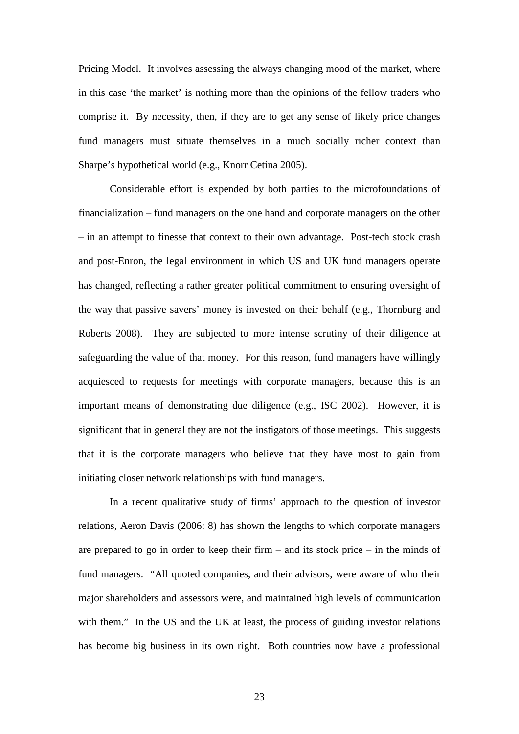Pricing Model. It involves assessing the always changing mood of the market, where in this case 'the market' is nothing more than the opinions of the fellow traders who comprise it. By necessity, then, if they are to get any sense of likely price changes fund managers must situate themselves in a much socially richer context than Sharpe's hypothetical world (e.g., Knorr Cetina 2005).

Considerable effort is expended by both parties to the microfoundations of financialization – fund managers on the one hand and corporate managers on the other – in an attempt to finesse that context to their own advantage. Post-tech stock crash and post-Enron, the legal environment in which US and UK fund managers operate has changed, reflecting a rather greater political commitment to ensuring oversight of the way that passive savers' money is invested on their behalf (e.g., Thornburg and Roberts 2008). They are subjected to more intense scrutiny of their diligence at safeguarding the value of that money. For this reason, fund managers have willingly acquiesced to requests for meetings with corporate managers, because this is an important means of demonstrating due diligence (e.g., ISC 2002). However, it is significant that in general they are not the instigators of those meetings. This suggests that it is the corporate managers who believe that they have most to gain from initiating closer network relationships with fund managers.

In a recent qualitative study of firms' approach to the question of investor relations, Aeron Davis (2006: 8) has shown the lengths to which corporate managers are prepared to go in order to keep their firm – and its stock price – in the minds of fund managers. "All quoted companies, and their advisors, were aware of who their major shareholders and assessors were, and maintained high levels of communication with them." In the US and the UK at least, the process of guiding investor relations has become big business in its own right. Both countries now have a professional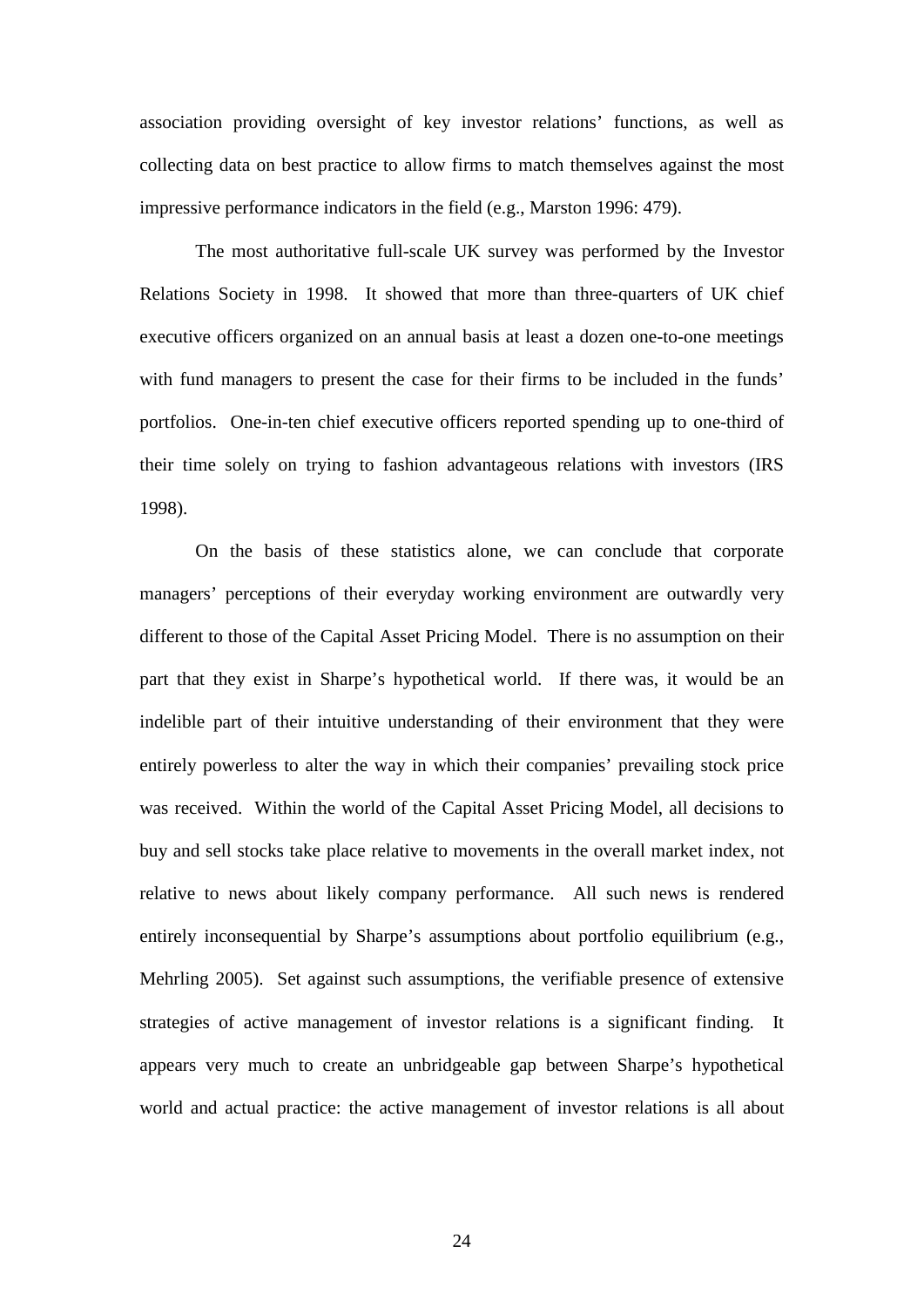association providing oversight of key investor relations' functions, as well as collecting data on best practice to allow firms to match themselves against the most impressive performance indicators in the field (e.g., Marston 1996: 479).

The most authoritative full-scale UK survey was performed by the Investor Relations Society in 1998. It showed that more than three-quarters of UK chief executive officers organized on an annual basis at least a dozen one-to-one meetings with fund managers to present the case for their firms to be included in the funds' portfolios. One-in-ten chief executive officers reported spending up to one-third of their time solely on trying to fashion advantageous relations with investors (IRS 1998).

On the basis of these statistics alone, we can conclude that corporate managers' perceptions of their everyday working environment are outwardly very different to those of the Capital Asset Pricing Model. There is no assumption on their part that they exist in Sharpe's hypothetical world. If there was, it would be an indelible part of their intuitive understanding of their environment that they were entirely powerless to alter the way in which their companies' prevailing stock price was received. Within the world of the Capital Asset Pricing Model, all decisions to buy and sell stocks take place relative to movements in the overall market index, not relative to news about likely company performance. All such news is rendered entirely inconsequential by Sharpe's assumptions about portfolio equilibrium (e.g., Mehrling 2005). Set against such assumptions, the verifiable presence of extensive strategies of active management of investor relations is a significant finding. It appears very much to create an unbridgeable gap between Sharpe's hypothetical world and actual practice: the active management of investor relations is all about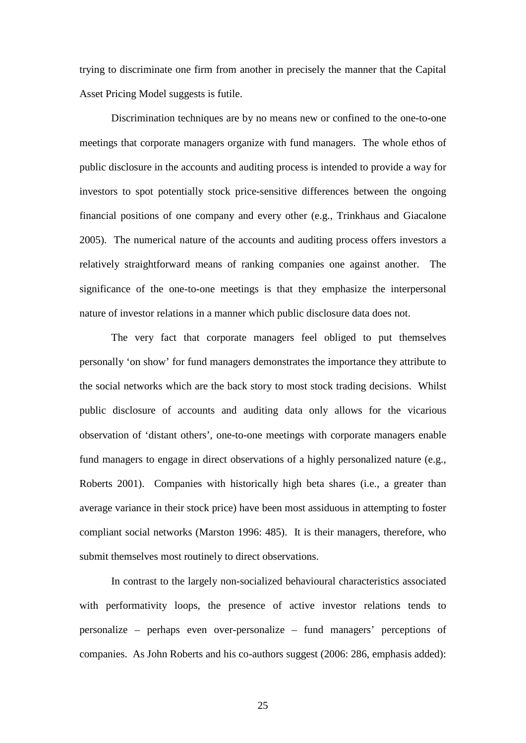trying to discriminate one firm from another in precisely the manner that the Capital Asset Pricing Model suggests is futile.

Discrimination techniques are by no means new or confined to the one-to-one meetings that corporate managers organize with fund managers. The whole ethos of public disclosure in the accounts and auditing process is intended to provide a way for investors to spot potentially stock price-sensitive differences between the ongoing financial positions of one company and every other (e.g., Trinkhaus and Giacalone 2005). The numerical nature of the accounts and auditing process offers investors a relatively straightforward means of ranking companies one against another. The significance of the one-to-one meetings is that they emphasize the interpersonal nature of investor relations in a manner which public disclosure data does not.

The very fact that corporate managers feel obliged to put themselves personally 'on show' for fund managers demonstrates the importance they attribute to the social networks which are the back story to most stock trading decisions. Whilst public disclosure of accounts and auditing data only allows for the vicarious observation of 'distant others', one-to-one meetings with corporate managers enable fund managers to engage in direct observations of a highly personalized nature (e.g., Roberts 2001). Companies with historically high beta shares (i.e., a greater than average variance in their stock price) have been most assiduous in attempting to foster compliant social networks (Marston 1996: 485). It is their managers, therefore, who submit themselves most routinely to direct observations.

In contrast to the largely non-socialized behavioural characteristics associated with performativity loops, the presence of active investor relations tends to personalize – perhaps even over-personalize – fund managers' perceptions of companies. As John Roberts and his co-authors suggest (2006: 286, emphasis added):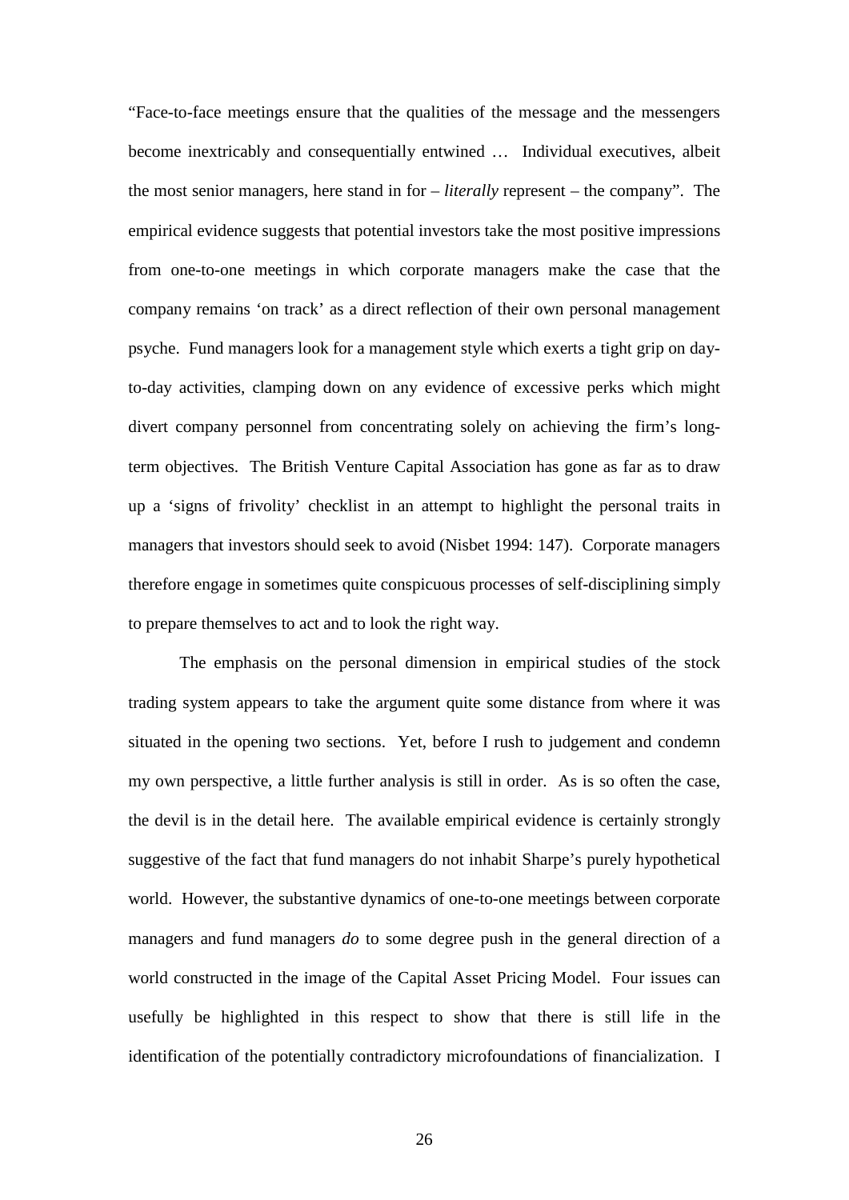"Face-to-face meetings ensure that the qualities of the message and the messengers become inextricably and consequentially entwined … Individual executives, albeit the most senior managers, here stand in for – *literally* represent – the company". The empirical evidence suggests that potential investors take the most positive impressions from one-to-one meetings in which corporate managers make the case that the company remains 'on track' as a direct reflection of their own personal management psyche. Fund managers look for a management style which exerts a tight grip on day-to-day activities, clamping down on any evidence of excessive perks which might divert company personnel from concentrating solely on achieving the firm's long-term objectives. The British Venture Capital Association has gone as far as to draw up a 'signs of frivolity' checklist in an attempt to highlight the personal traits in managers that investors should seek to avoid (Nisbet 1994: 147). Corporate managers therefore engage in sometimes quite conspicuous processes of self-disciplining simply to prepare themselves to act and to look the right way.

The emphasis on the personal dimension in empirical studies of the stock trading system appears to take the argument quite some distance from where it was situated in the opening two sections. Yet, before I rush to judgement and condemn my own perspective, a little further analysis is still in order. As is so often the case, the devil is in the detail here. The available empirical evidence is certainly strongly suggestive of the fact that fund managers do not inhabit Sharpe's purely hypothetical world. However, the substantive dynamics of one-to-one meetings between corporate managers and fund managers *do* to some degree push in the general direction of a world constructed in the image of the Capital Asset Pricing Model. Four issues can usefully be highlighted in this respect to show that there is still life in the identification of the potentially contradictory microfoundations of financialization. I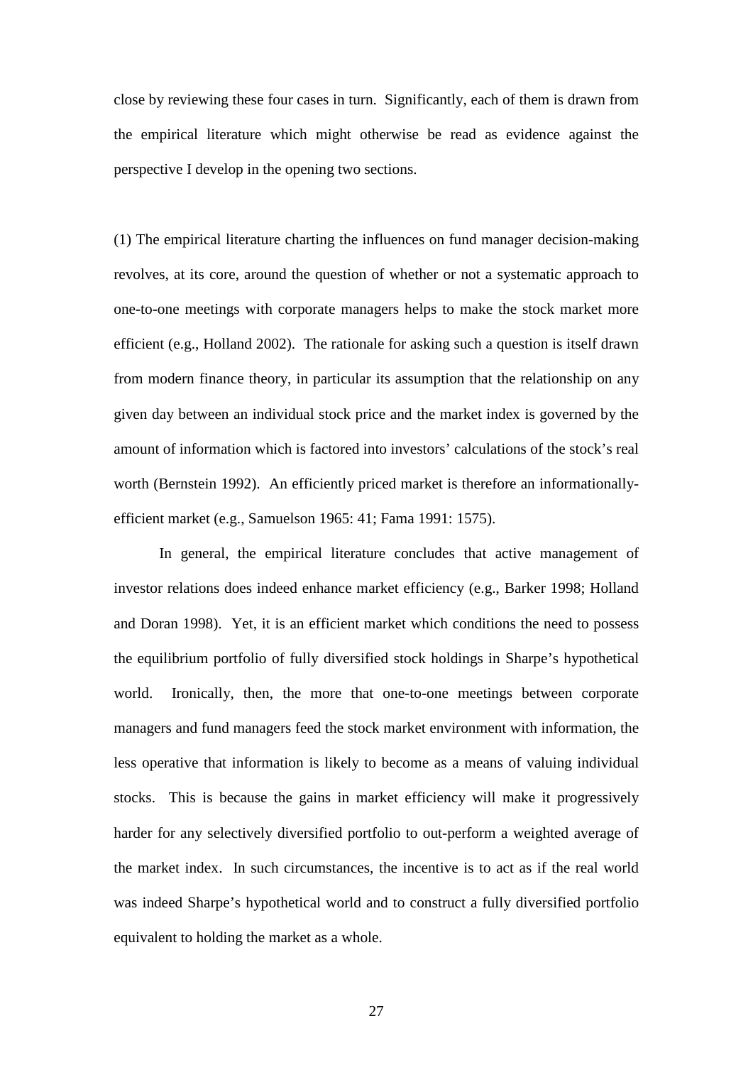close by reviewing these four cases in turn. Significantly, each of them is drawn from the empirical literature which might otherwise be read as evidence against the perspective I develop in the opening two sections.

(1) The empirical literature charting the influences on fund manager decision-making revolves, at its core, around the question of whether or not a systematic approach to one-to-one meetings with corporate managers helps to make the stock market more efficient (e.g., Holland 2002). The rationale for asking such a question is itself drawn from modern finance theory, in particular its assumption that the relationship on any given day between an individual stock price and the market index is governed by the amount of information which is factored into investors' calculations of the stock's real worth (Bernstein 1992). An efficiently priced market is therefore an informationally-efficient market (e.g., Samuelson 1965: 41; Fama 1991: 1575).

In general, the empirical literature concludes that active management of investor relations does indeed enhance market efficiency (e.g., Barker 1998; Holland and Doran 1998). Yet, it is an efficient market which conditions the need to possess the equilibrium portfolio of fully diversified stock holdings in Sharpe's hypothetical world. Ironically, then, the more that one-to-one meetings between corporate managers and fund managers feed the stock market environment with information, the less operative that information is likely to become as a means of valuing individual stocks. This is because the gains in market efficiency will make it progressively harder for any selectively diversified portfolio to out-perform a weighted average of the market index. In such circumstances, the incentive is to act as if the real world was indeed Sharpe's hypothetical world and to construct a fully diversified portfolio equivalent to holding the market as a whole.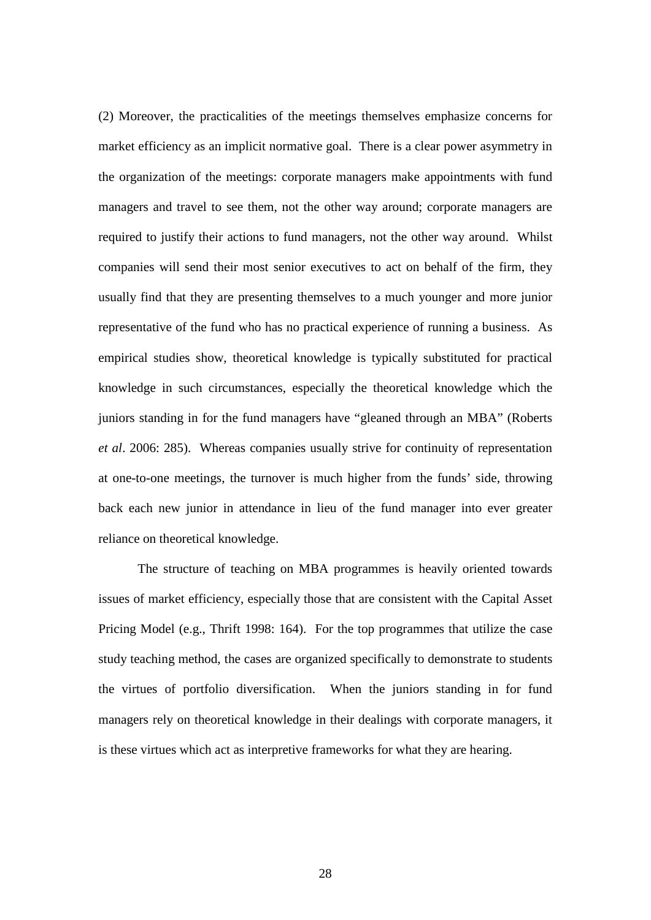(2) Moreover, the practicalities of the meetings themselves emphasize concerns for market efficiency as an implicit normative goal. There is a clear power asymmetry in the organization of the meetings: corporate managers make appointments with fund managers and travel to see them, not the other way around; corporate managers are required to justify their actions to fund managers, not the other way around. Whilst companies will send their most senior executives to act on behalf of the firm, they usually find that they are presenting themselves to a much younger and more junior representative of the fund who has no practical experience of running a business. As empirical studies show, theoretical knowledge is typically substituted for practical knowledge in such circumstances, especially the theoretical knowledge which the juniors standing in for the fund managers have "gleaned through an MBA" (Roberts *et al*. 2006: 285). Whereas companies usually strive for continuity of representation at one-to-one meetings, the turnover is much higher from the funds' side, throwing back each new junior in attendance in lieu of the fund manager into ever greater reliance on theoretical knowledge.

The structure of teaching on MBA programmes is heavily oriented towards issues of market efficiency, especially those that are consistent with the Capital Asset Pricing Model (e.g., Thrift 1998: 164). For the top programmes that utilize the case study teaching method, the cases are organized specifically to demonstrate to students the virtues of portfolio diversification. When the juniors standing in for fund managers rely on theoretical knowledge in their dealings with corporate managers, it is these virtues which act as interpretive frameworks for what they are hearing.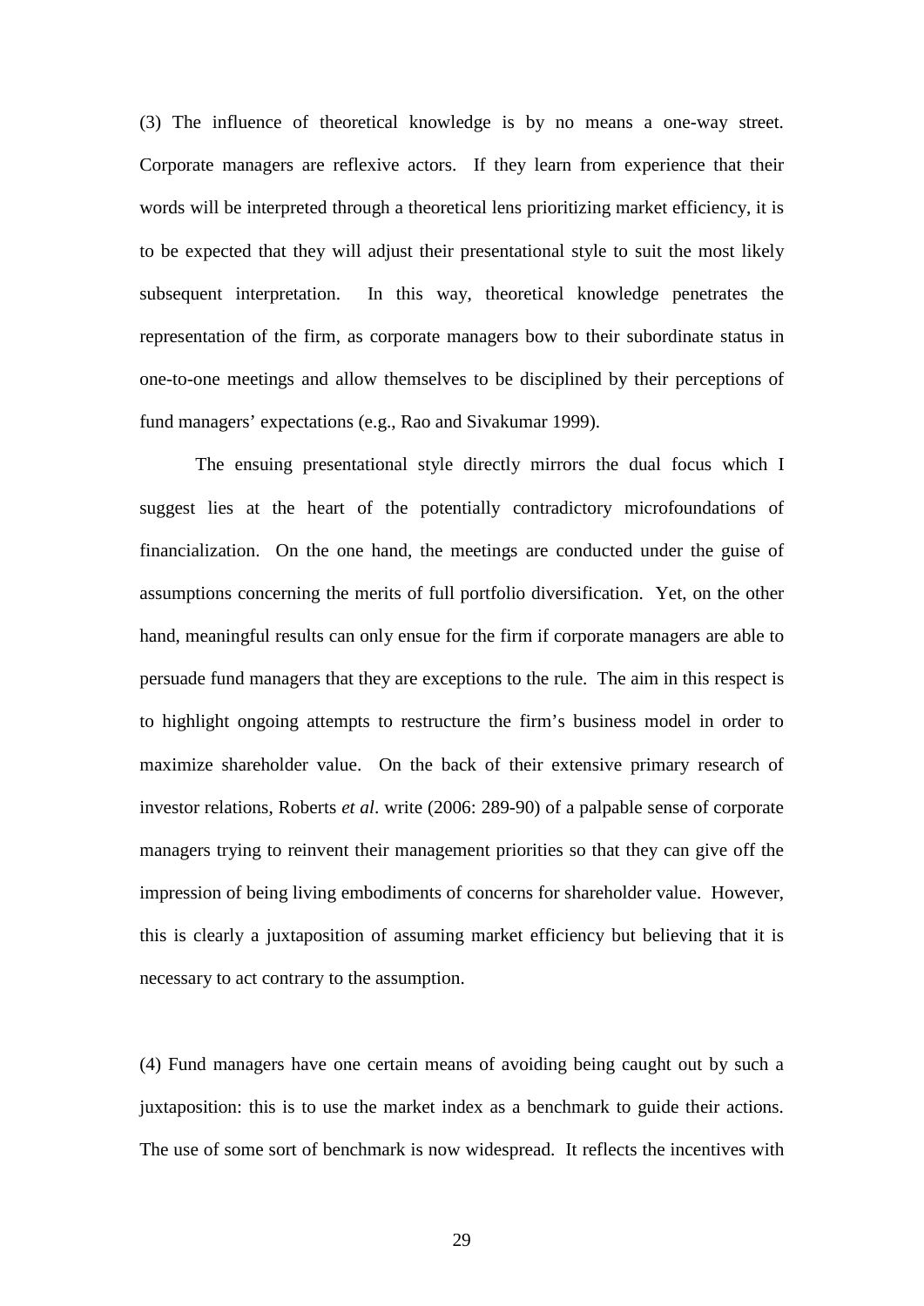(3) The influence of theoretical knowledge is by no means a one-way street. Corporate managers are reflexive actors. If they learn from experience that their words will be interpreted through a theoretical lens prioritizing market efficiency, it is to be expected that they will adjust their presentational style to suit the most likely subsequent interpretation. In this way, theoretical knowledge penetrates the representation of the firm, as corporate managers bow to their subordinate status in one-to-one meetings and allow themselves to be disciplined by their perceptions of fund managers' expectations (e.g., Rao and Sivakumar 1999).

The ensuing presentational style directly mirrors the dual focus which I suggest lies at the heart of the potentially contradictory microfoundations of financialization. On the one hand, the meetings are conducted under the guise of assumptions concerning the merits of full portfolio diversification. Yet, on the other hand, meaningful results can only ensue for the firm if corporate managers are able to persuade fund managers that they are exceptions to the rule. The aim in this respect is to highlight ongoing attempts to restructure the firm's business model in order to maximize shareholder value. On the back of their extensive primary research of investor relations, Roberts *et al*. write (2006: 289-90) of a palpable sense of corporate managers trying to reinvent their management priorities so that they can give off the impression of being living embodiments of concerns for shareholder value. However, this is clearly a juxtaposition of assuming market efficiency but believing that it is necessary to act contrary to the assumption.

(4) Fund managers have one certain means of avoiding being caught out by such a juxtaposition: this is to use the market index as a benchmark to guide their actions. The use of some sort of benchmark is now widespread. It reflects the incentives with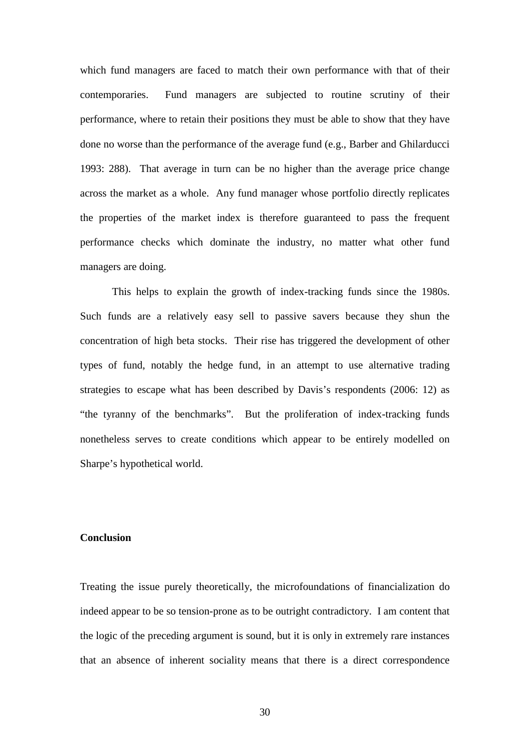which fund managers are faced to match their own performance with that of their contemporaries. Fund managers are subjected to routine scrutiny of their performance, where to retain their positions they must be able to show that they have done no worse than the performance of the average fund (e.g., Barber and Ghilarducci 1993: 288). That average in turn can be no higher than the average price change across the market as a whole. Any fund manager whose portfolio directly replicates the properties of the market index is therefore guaranteed to pass the frequent performance checks which dominate the industry, no matter what other fund managers are doing.

This helps to explain the growth of index-tracking funds since the 1980s. Such funds are a relatively easy sell to passive savers because they shun the concentration of high beta stocks. Their rise has triggered the development of other types of fund, notably the hedge fund, in an attempt to use alternative trading strategies to escape what has been described by Davis's respondents (2006: 12) as "the tyranny of the benchmarks". But the proliferation of index-tracking funds nonetheless serves to create conditions which appear to be entirely modelled on Sharpe's hypothetical world.

## Conclusion

Treating the issue purely theoretically, the microfoundations of financialization do indeed appear to be so tension-prone as to be outright contradictory. I am content that the logic of the preceding argument is sound, but it is only in extremely rare instances that an absence of inherent sociality means that there is a direct correspondence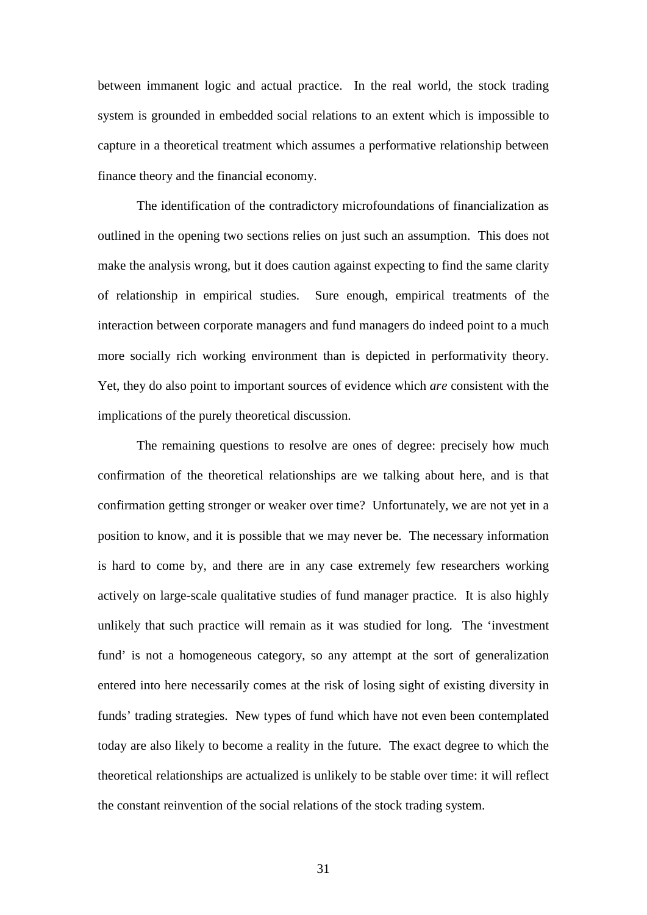between immanent logic and actual practice. In the real world, the stock trading system is grounded in embedded social relations to an extent which is impossible to capture in a theoretical treatment which assumes a performative relationship between finance theory and the financial economy.

The identification of the contradictory microfoundations of financialization as outlined in the opening two sections relies on just such an assumption. This does not make the analysis wrong, but it does caution against expecting to find the same clarity of relationship in empirical studies. Sure enough, empirical treatments of the interaction between corporate managers and fund managers do indeed point to a much more socially rich working environment than is depicted in performativity theory. Yet, they do also point to important sources of evidence which *are* consistent with the implications of the purely theoretical discussion.

The remaining questions to resolve are ones of degree: precisely how much confirmation of the theoretical relationships are we talking about here, and is that confirmation getting stronger or weaker over time? Unfortunately, we are not yet in a position to know, and it is possible that we may never be. The necessary information is hard to come by, and there are in any case extremely few researchers working actively on large-scale qualitative studies of fund manager practice. It is also highly unlikely that such practice will remain as it was studied for long. The 'investment fund' is not a homogeneous category, so any attempt at the sort of generalization entered into here necessarily comes at the risk of losing sight of existing diversity in funds' trading strategies. New types of fund which have not even been contemplated today are also likely to become a reality in the future. The exact degree to which the theoretical relationships are actualized is unlikely to be stable over time: it will reflect the constant reinvention of the social relations of the stock trading system.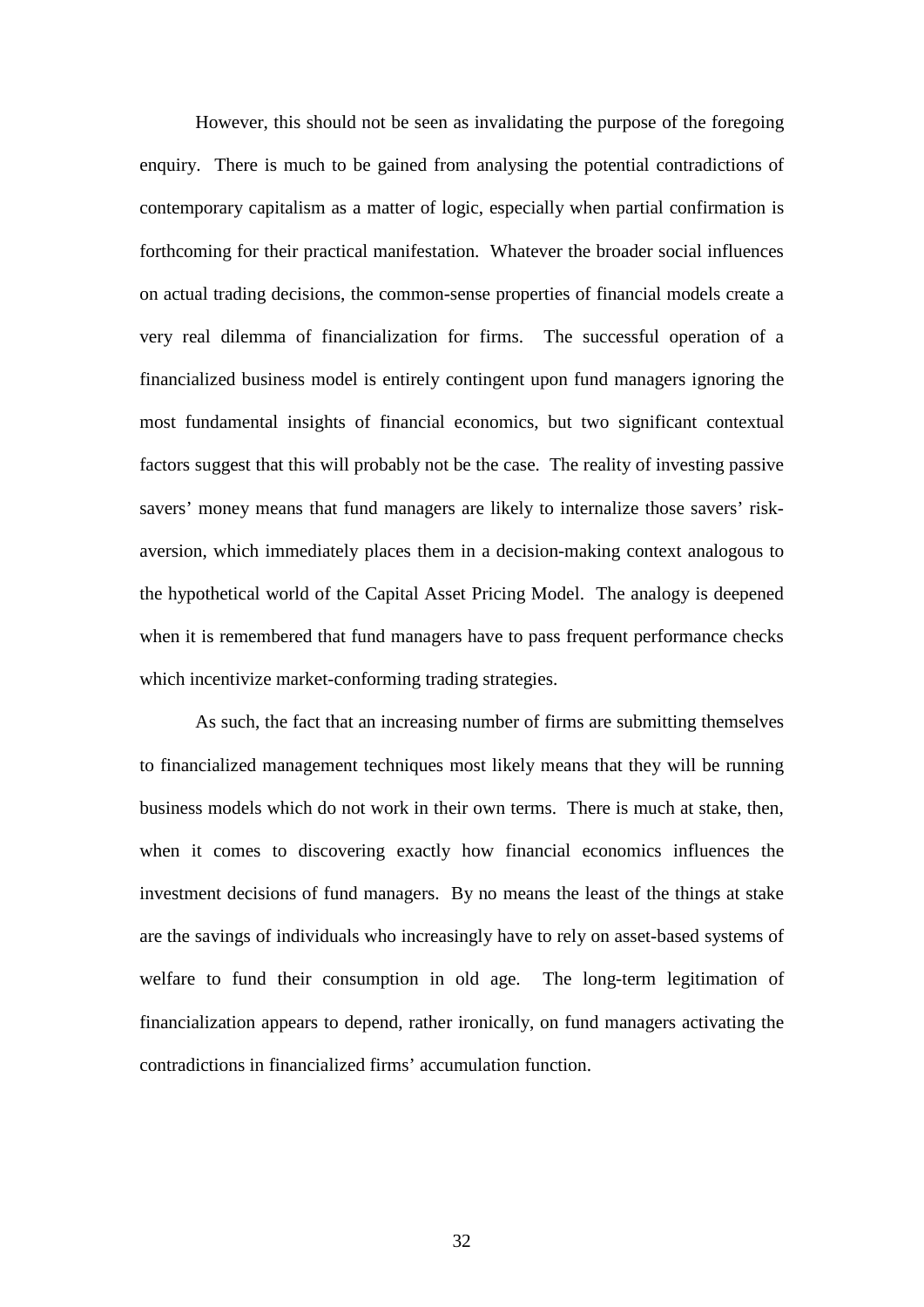However, this should not be seen as invalidating the purpose of the foregoing enquiry. There is much to be gained from analysing the potential contradictions of contemporary capitalism as a matter of logic, especially when partial confirmation is forthcoming for their practical manifestation. Whatever the broader social influences on actual trading decisions, the common-sense properties of financial models create a very real dilemma of financialization for firms. The successful operation of a financialized business model is entirely contingent upon fund managers ignoring the most fundamental insights of financial economics, but two significant contextual factors suggest that this will probably not be the case. The reality of investing passive savers' money means that fund managers are likely to internalize those savers' risk-aversion, which immediately places them in a decision-making context analogous to the hypothetical world of the Capital Asset Pricing Model. The analogy is deepened when it is remembered that fund managers have to pass frequent performance checks which incentivize market-conforming trading strategies.

As such, the fact that an increasing number of firms are submitting themselves to financialized management techniques most likely means that they will be running business models which do not work in their own terms. There is much at stake, then, when it comes to discovering exactly how financial economics influences the investment decisions of fund managers. By no means the least of the things at stake are the savings of individuals who increasingly have to rely on asset-based systems of welfare to fund their consumption in old age. The long-term legitimation of financialization appears to depend, rather ironically, on fund managers activating the contradictions in financialized firms' accumulation function.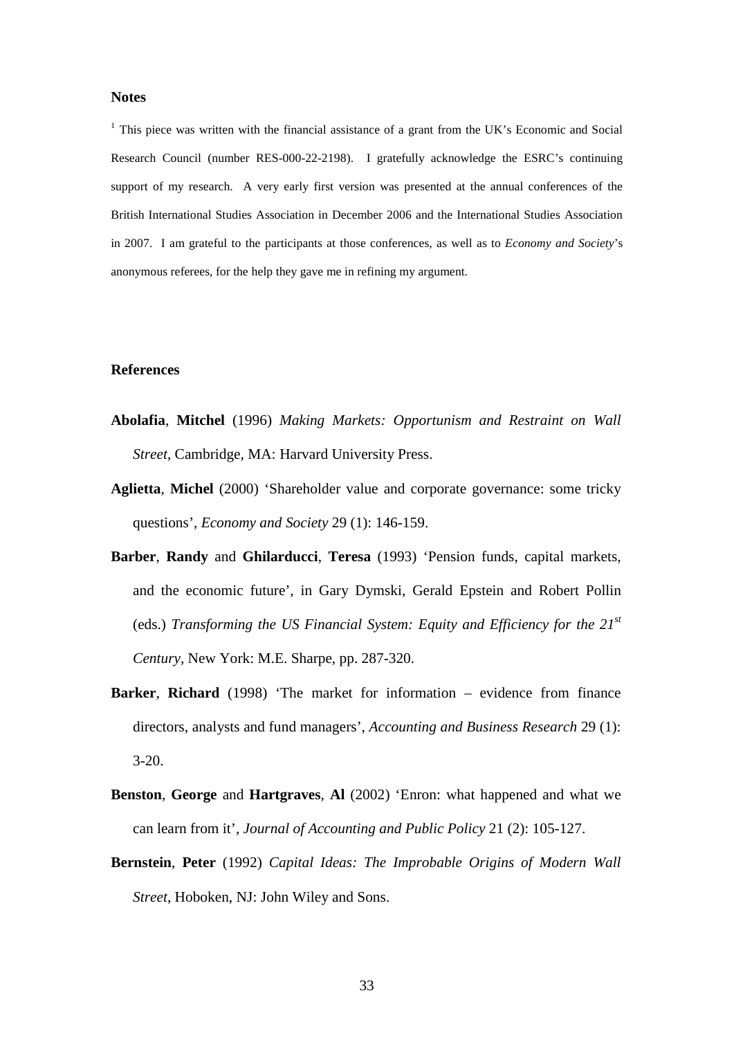## Notes

[1] This piece was written with the financial assistance of a grant from the UK's Economic and Social Research Council (number RES-000-22-2198). I gratefully acknowledge the ESRC's continuing support of my research. A very early first version was presented at the annual conferences of the British International Studies Association in December 2006 and the International Studies Association in 2007. I am grateful to the participants at those conferences, as well as to *Economy and Society*'s anonymous referees, for the help they gave me in refining my argument.

## References

**Abolafia**, **Mitchel** (1996) *Making Markets: Opportunism and Restraint on Wall Street*, Cambridge, MA: Harvard University Press.

**Aglietta**, **Michel** (2000) 'Shareholder value and corporate governance: some tricky questions', *Economy and Society* 29 (1): 146-159.

**Barber**, **Randy** and **Ghilarducci**, **Teresa** (1993) 'Pension funds, capital markets, and the economic future', in Gary Dymski, Gerald Epstein and Robert Pollin (eds.) *Transforming the US Financial System: Equity and Efficiency for the 21st Century*, New York: M.E. Sharpe, pp. 287-320.

**Barker**, **Richard** (1998) 'The market for information – evidence from finance directors, analysts and fund managers', *Accounting and Business Research* 29 (1): 3-20.

**Benston**, **George** and **Hartgraves**, **Al** (2002) 'Enron: what happened and what we can learn from it', *Journal of Accounting and Public Policy* 21 (2): 105-127.

**Bernstein**, **Peter** (1992) *Capital Ideas: The Improbable Origins of Modern Wall Street*, Hoboken, NJ: John Wiley and Sons.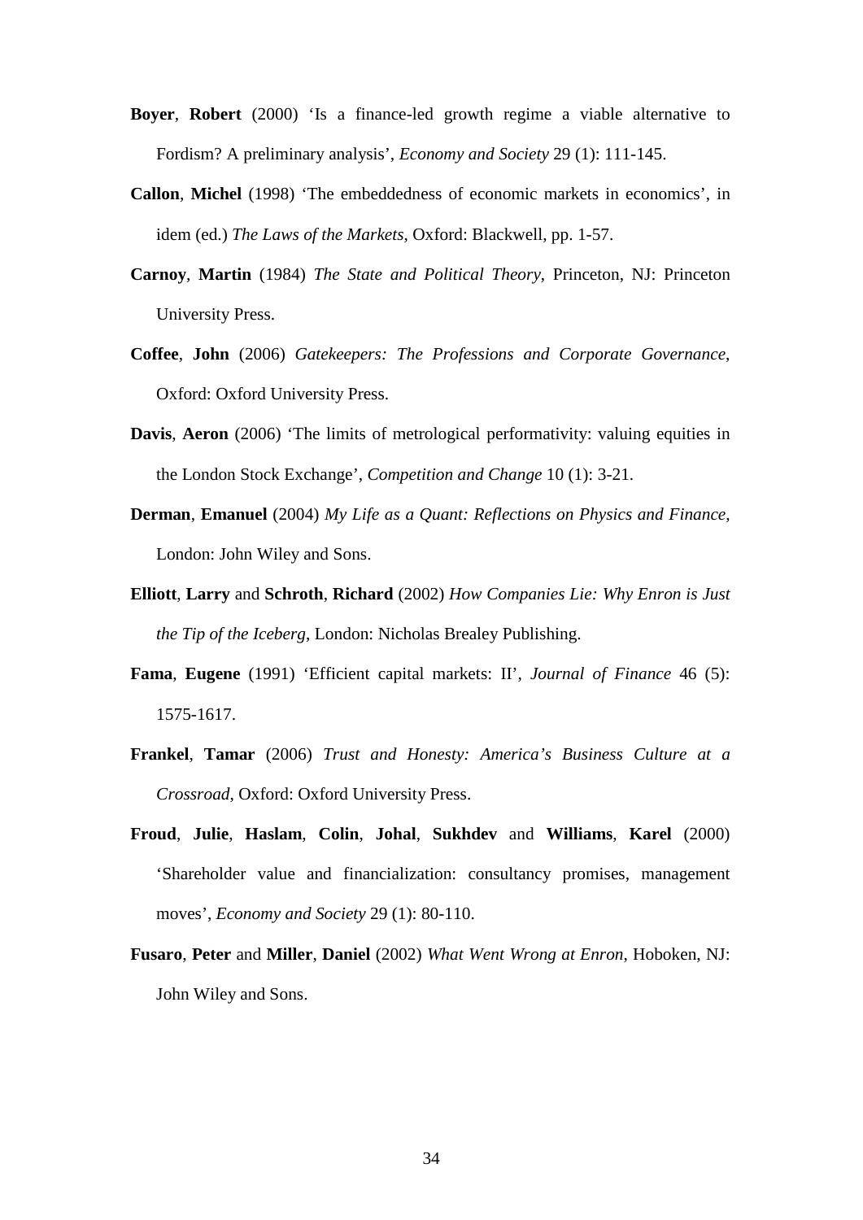**Boyer**, **Robert** (2000) 'Is a finance-led growth regime a viable alternative to Fordism? A preliminary analysis', *Economy and Society* 29 (1): 111-145.

**Callon**, **Michel** (1998) 'The embeddedness of economic markets in economics', in idem (ed.) *The Laws of the Markets*, Oxford: Blackwell, pp. 1-57.

**Carnoy**, **Martin** (1984) *The State and Political Theory*, Princeton, NJ: Princeton University Press.

**Coffee**, **John** (2006) *Gatekeepers: The Professions and Corporate Governance*, Oxford: Oxford University Press.

**Davis**, **Aeron** (2006) 'The limits of metrological performativity: valuing equities in the London Stock Exchange', *Competition and Change* 10 (1): 3-21.

**Derman**, **Emanuel** (2004) *My Life as a Quant: Reflections on Physics and Finance*, London: John Wiley and Sons.

**Elliott**, **Larry** and **Schroth**, **Richard** (2002) *How Companies Lie: Why Enron is Just the Tip of the Iceberg*, London: Nicholas Brealey Publishing.

**Fama**, **Eugene** (1991) 'Efficient capital markets: II', *Journal of Finance* 46 (5): 1575-1617.

**Frankel**, **Tamar** (2006) *Trust and Honesty: America's Business Culture at a Crossroad*, Oxford: Oxford University Press.

**Froud**, **Julie**, **Haslam**, **Colin**, **Johal**, **Sukhdev** and **Williams**, **Karel** (2000) 'Shareholder value and financialization: consultancy promises, management moves', *Economy and Society* 29 (1): 80-110.

**Fusaro**, **Peter** and **Miller**, **Daniel** (2002) *What Went Wrong at Enron*, Hoboken, NJ: John Wiley and Sons.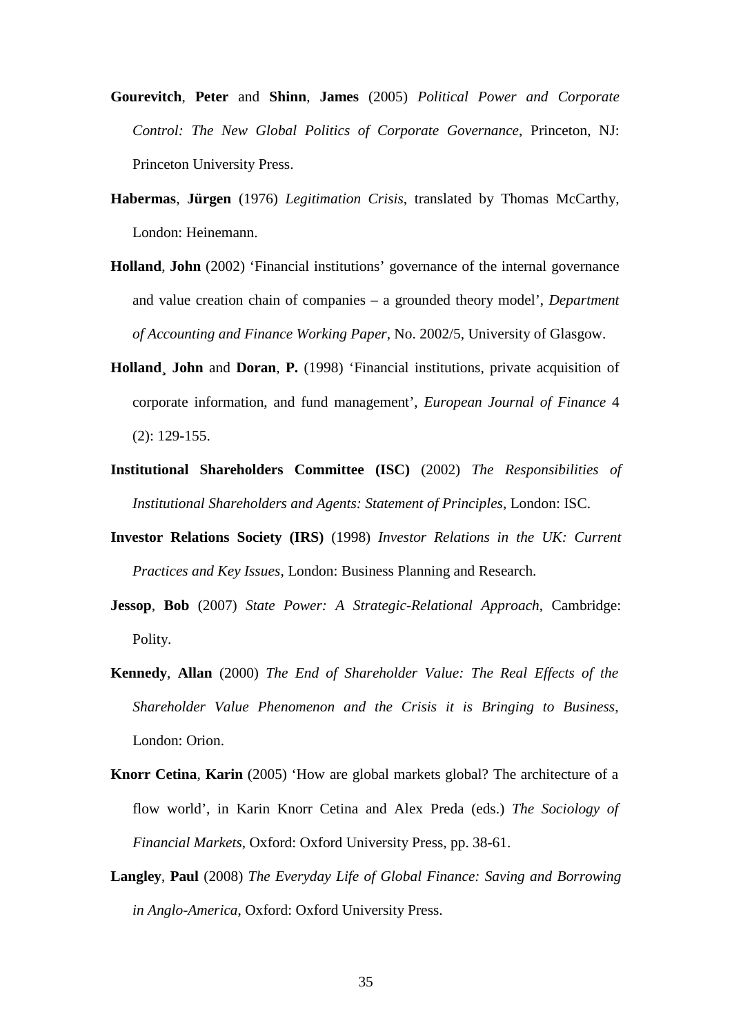**Gourevitch**, **Peter** and **Shinn**, **James** (2005) *Political Power and Corporate Control: The New Global Politics of Corporate Governance*, Princeton, NJ: Princeton University Press.

**Habermas**, **Jürgen** (1976) *Legitimation Crisis*, translated by Thomas McCarthy, London: Heinemann.

**Holland**, **John** (2002) 'Financial institutions' governance of the internal governance and value creation chain of companies – a grounded theory model', *Department of Accounting and Finance Working Paper*, No. 2002/5, University of Glasgow.

**Holland¸ John** and **Doran**, **P.** (1998) 'Financial institutions, private acquisition of corporate information, and fund management', *European Journal of Finance* 4 (2): 129-155.

**Institutional Shareholders Committee (ISC)** (2002) *The Responsibilities of Institutional Shareholders and Agents: Statement of Principles*, London: ISC.

**Investor Relations Society (IRS)** (1998) *Investor Relations in the UK: Current Practices and Key Issues*, London: Business Planning and Research.

**Jessop**, **Bob** (2007) *State Power: A Strategic-Relational Approach*, Cambridge: Polity.

**Kennedy**, **Allan** (2000) *The End of Shareholder Value: The Real Effects of the Shareholder Value Phenomenon and the Crisis it is Bringing to Business*, London: Orion.

**Knorr Cetina**, **Karin** (2005) 'How are global markets global? The architecture of a flow world', in Karin Knorr Cetina and Alex Preda (eds.) *The Sociology of Financial Markets*, Oxford: Oxford University Press, pp. 38-61.

**Langley**, **Paul** (2008) *The Everyday Life of Global Finance: Saving and Borrowing in Anglo-America*, Oxford: Oxford University Press.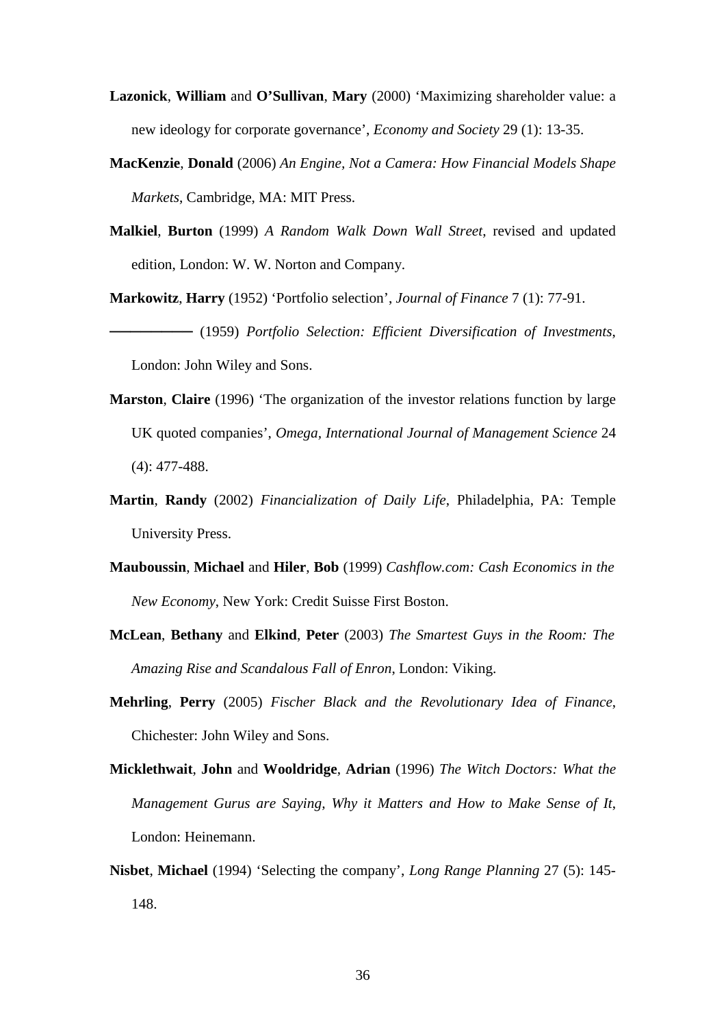**Lazonick**, **William** and **O'Sullivan**, **Mary** (2000) 'Maximizing shareholder value: a new ideology for corporate governance', *Economy and Society* 29 (1): 13-35.

**MacKenzie**, **Donald** (2006) *An Engine, Not a Camera: How Financial Models Shape Markets*, Cambridge, MA: MIT Press.

**Malkiel**, **Burton** (1999) *A Random Walk Down Wall Street*, revised and updated edition, London: W. W. Norton and Company.

**Markowitz**, **Harry** (1952) 'Portfolio selection', *Journal of Finance* 7 (1): 77-91.

———— (1959) *Portfolio Selection: Efficient Diversification of Investments*, London: John Wiley and Sons.

**Marston**, **Claire** (1996) 'The organization of the investor relations function by large UK quoted companies', *Omega, International Journal of Management Science* 24 (4): 477-488.

**Martin**, **Randy** (2002) *Financialization of Daily Life*, Philadelphia, PA: Temple University Press.

**Mauboussin**, **Michael** and **Hiler**, **Bob** (1999) *Cashflow.com: Cash Economics in the New Economy*, New York: Credit Suisse First Boston.

**McLean**, **Bethany** and **Elkind**, **Peter** (2003) *The Smartest Guys in the Room: The Amazing Rise and Scandalous Fall of Enron*, London: Viking.

**Mehrling**, **Perry** (2005) *Fischer Black and the Revolutionary Idea of Finance*, Chichester: John Wiley and Sons.

**Micklethwait**, **John** and **Wooldridge**, **Adrian** (1996) *The Witch Doctors: What the Management Gurus are Saying, Why it Matters and How to Make Sense of It*, London: Heinemann.

**Nisbet**, **Michael** (1994) 'Selecting the company', *Long Range Planning* 27 (5): 145-148.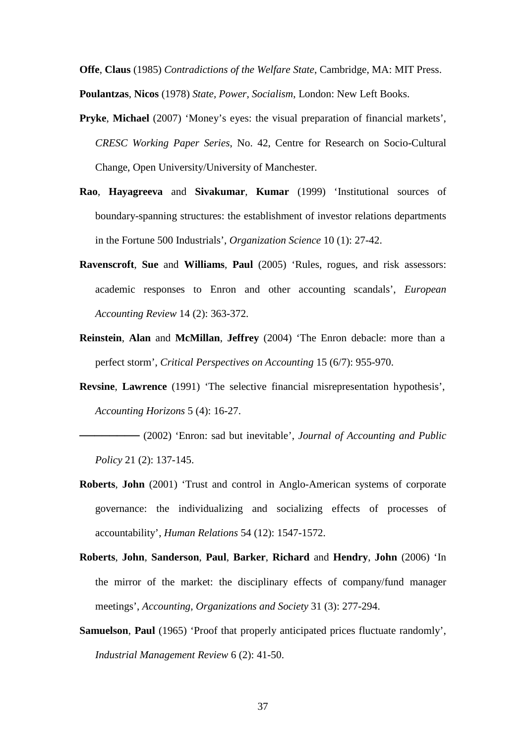**Offe**, **Claus** (1985) *Contradictions of the Welfare State*, Cambridge, MA: MIT Press.

**Poulantzas**, **Nicos** (1978) *State, Power, Socialism*, London: New Left Books.

**Pryke**, **Michael** (2007) 'Money's eyes: the visual preparation of financial markets', *CRESC Working Paper Series*, No. 42, Centre for Research on Socio-Cultural Change, Open University/University of Manchester.

**Rao**, **Hayagreeva** and **Sivakumar**, **Kumar** (1999) 'Institutional sources of boundary-spanning structures: the establishment of investor relations departments in the Fortune 500 Industrials', *Organization Science* 10 (1): 27-42.

**Ravenscroft**, **Sue** and **Williams**, **Paul** (2005) 'Rules, rogues, and risk assessors: academic responses to Enron and other accounting scandals', *European Accounting Review* 14 (2): 363-372.

**Reinstein**, **Alan** and **McMillan**, **Jeffrey** (2004) 'The Enron debacle: more than a perfect storm', *Critical Perspectives on Accounting* 15 (6/7): 955-970.

**Revsine**, **Lawrence** (1991) 'The selective financial misrepresentation hypothesis', *Accounting Horizons* 5 (4): 16-27.

——— (2002) 'Enron: sad but inevitable', *Journal of Accounting and Public Policy* 21 (2): 137-145.

**Roberts**, **John** (2001) 'Trust and control in Anglo-American systems of corporate governance: the individualizing and socializing effects of processes of accountability', *Human Relations* 54 (12): 1547-1572.

**Roberts**, **John**, **Sanderson**, **Paul**, **Barker**, **Richard** and **Hendry**, **John** (2006) 'In the mirror of the market: the disciplinary effects of company/fund manager meetings', *Accounting, Organizations and Society* 31 (3): 277-294.

**Samuelson**, **Paul** (1965) 'Proof that properly anticipated prices fluctuate randomly', *Industrial Management Review* 6 (2): 41-50.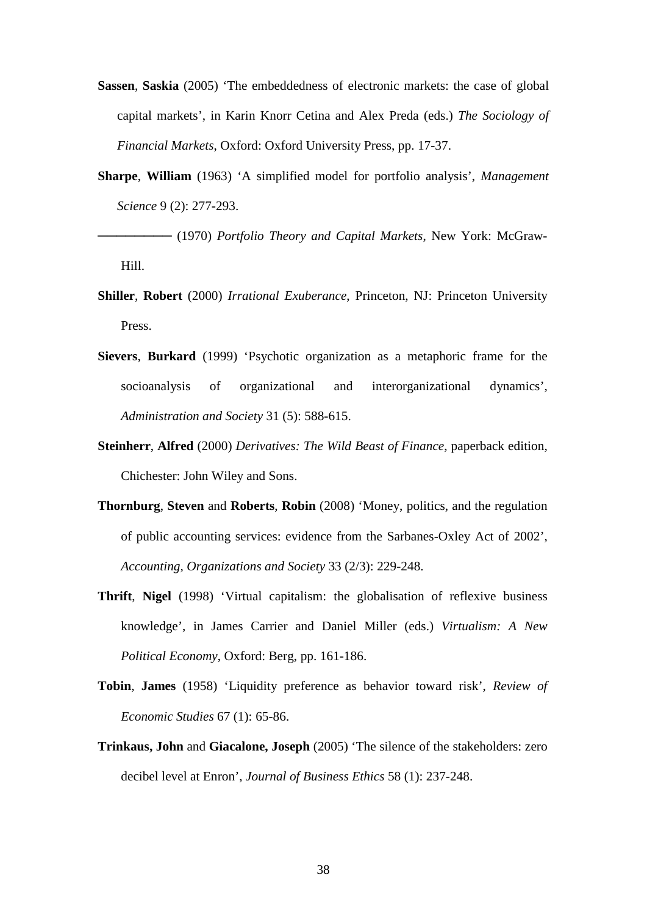**Sassen**, **Saskia** (2005) 'The embeddedness of electronic markets: the case of global capital markets', in Karin Knorr Cetina and Alex Preda (eds.) *The Sociology of Financial Markets*, Oxford: Oxford University Press, pp. 17-37.

**Sharpe**, **William** (1963) 'A simplified model for portfolio analysis', *Management Science* 9 (2): 277-293.

——— (1970) *Portfolio Theory and Capital Markets*, New York: McGraw-Hill.

**Shiller**, **Robert** (2000) *Irrational Exuberance*, Princeton, NJ: Princeton University Press.

**Sievers**, **Burkard** (1999) 'Psychotic organization as a metaphoric frame for the socioanalysis of organizational and interorganizational dynamics', *Administration and Society* 31 (5): 588-615.

**Steinherr**, **Alfred** (2000) *Derivatives: The Wild Beast of Finance*, paperback edition, Chichester: John Wiley and Sons.

**Thornburg**, **Steven** and **Roberts**, **Robin** (2008) 'Money, politics, and the regulation of public accounting services: evidence from the Sarbanes-Oxley Act of 2002', *Accounting, Organizations and Society* 33 (2/3): 229-248.

**Thrift**, **Nigel** (1998) 'Virtual capitalism: the globalisation of reflexive business knowledge', in James Carrier and Daniel Miller (eds.) *Virtualism: A New Political Economy*, Oxford: Berg, pp. 161-186.

**Tobin**, **James** (1958) 'Liquidity preference as behavior toward risk', *Review of Economic Studies* 67 (1): 65-86.

**Trinkaus, John** and **Giacalone, Joseph** (2005) 'The silence of the stakeholders: zero decibel level at Enron', *Journal of Business Ethics* 58 (1): 237-248.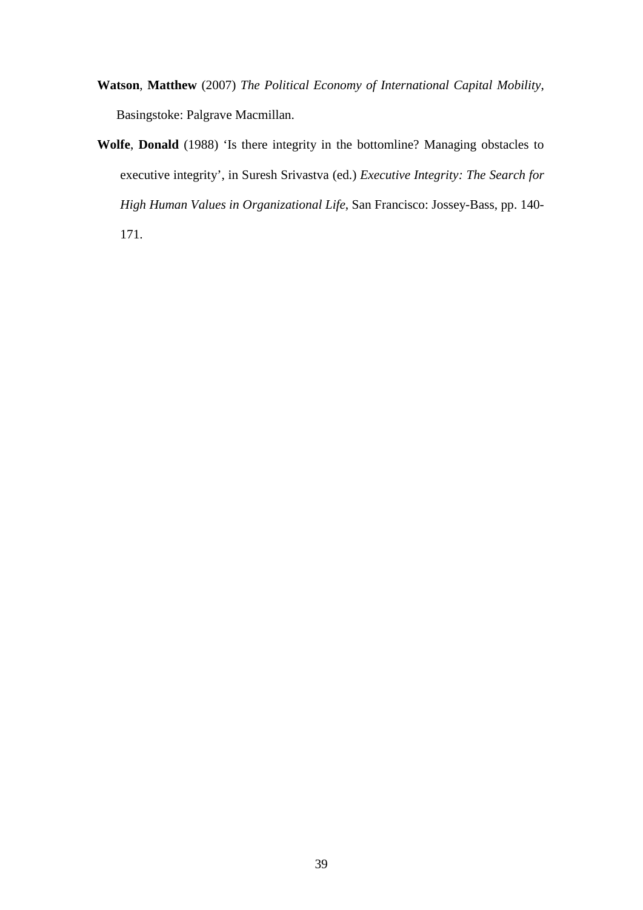**Watson**, **Matthew** (2007) *The Political Economy of International Capital Mobility*, Basingstoke: Palgrave Macmillan.

**Wolfe**, **Donald** (1988) ‘Is there integrity in the bottomline? Managing obstacles to executive integrity’, in Suresh Srivastva (ed.) *Executive Integrity: The Search for High Human Values in Organizational Life*, San Francisco: Jossey-Bass, pp. 140-171.